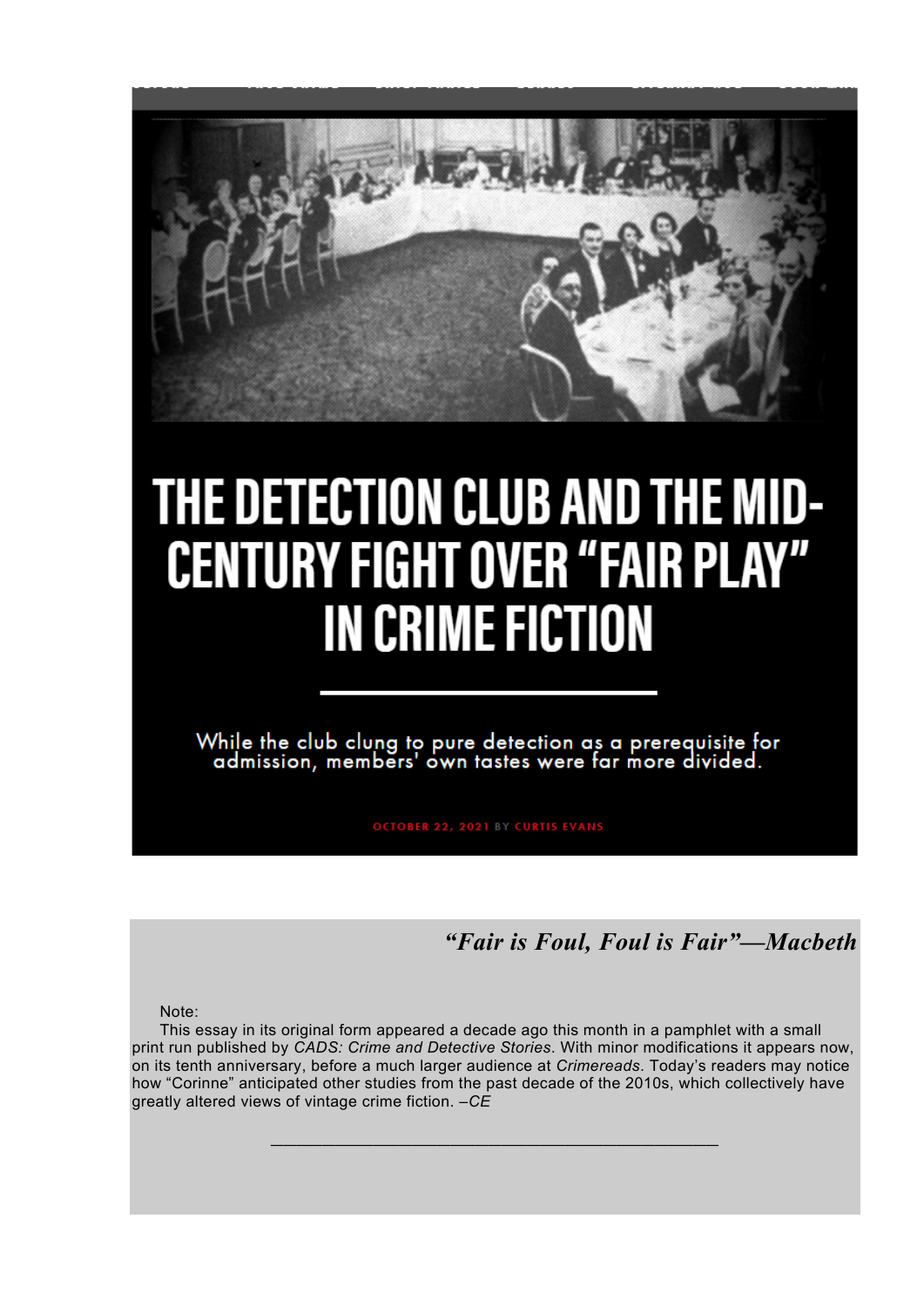# THE DETECTION CLUB AND THE MID-CENTURY FIGHT OVER "FAIR PLAY" IN CRIME FICTION

While the club clung to pure detection as a prerequisite for admission, members' own tastes were far more divided.

OCTOBER 22, 2021 BY CURTIS EVANS

***"Fair is Foul, Foul is Fair"—Macbeth***

Note:

This essay in its original form appeared a decade ago this month in a pamphlet with a small print run published by *CADS: Crime and Detective Stories*. With minor modifications it appears now, on its tenth anniversary, before a much larger audience at *Crimereads*. Today's readers may notice how "Corinne" anticipated other studies from the past decade of the 2010s, which collectively have greatly altered views of vintage crime fiction. –*CE*

---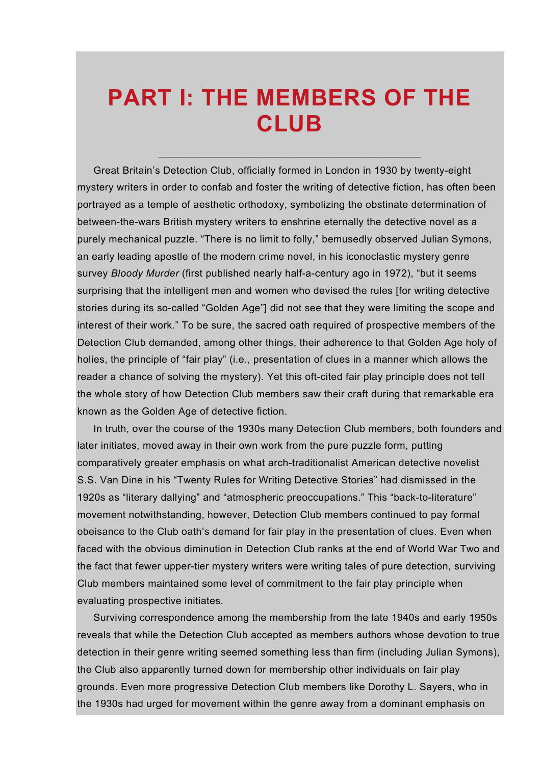# PART I: THE MEMBERS OF THE CLUB

---

Great Britain's Detection Club, officially formed in London in 1930 by twenty-eight mystery writers in order to confab and foster the writing of detective fiction, has often been portrayed as a temple of aesthetic orthodoxy, symbolizing the obstinate determination of between-the-wars British mystery writers to enshrine eternally the detective novel as a purely mechanical puzzle. "There is no limit to folly," bemusedly observed Julian Symons, an early leading apostle of the modern crime novel, in his iconoclastic mystery genre survey *Bloody Murder* (first published nearly half-a-century ago in 1972), "but it seems surprising that the intelligent men and women who devised the rules [for writing detective stories during its so-called "Golden Age"] did not see that they were limiting the scope and interest of their work." To be sure, the sacred oath required of prospective members of the Detection Club demanded, among other things, their adherence to that Golden Age holy of holies, the principle of "fair play" (i.e., presentation of clues in a manner which allows the reader a chance of solving the mystery). Yet this oft-cited fair play principle does not tell the whole story of how Detection Club members saw their craft during that remarkable era known as the Golden Age of detective fiction.

In truth, over the course of the 1930s many Detection Club members, both founders and later initiates, moved away in their own work from the pure puzzle form, putting comparatively greater emphasis on what arch-traditionalist American detective novelist S.S. Van Dine in his "Twenty Rules for Writing Detective Stories" had dismissed in the 1920s as "literary dallying" and "atmospheric preoccupations." This "back-to-literature" movement notwithstanding, however, Detection Club members continued to pay formal obeisance to the Club oath's demand for fair play in the presentation of clues. Even when faced with the obvious diminution in Detection Club ranks at the end of World War Two and the fact that fewer upper-tier mystery writers were writing tales of pure detection, surviving Club members maintained some level of commitment to the fair play principle when evaluating prospective initiates.

Surviving correspondence among the membership from the late 1940s and early 1950s reveals that while the Detection Club accepted as members authors whose devotion to true detection in their genre writing seemed something less than firm (including Julian Symons), the Club also apparently turned down for membership other individuals on fair play grounds. Even more progressive Detection Club members like Dorothy L. Sayers, who in the 1930s had urged for movement within the genre away from a dominant emphasis on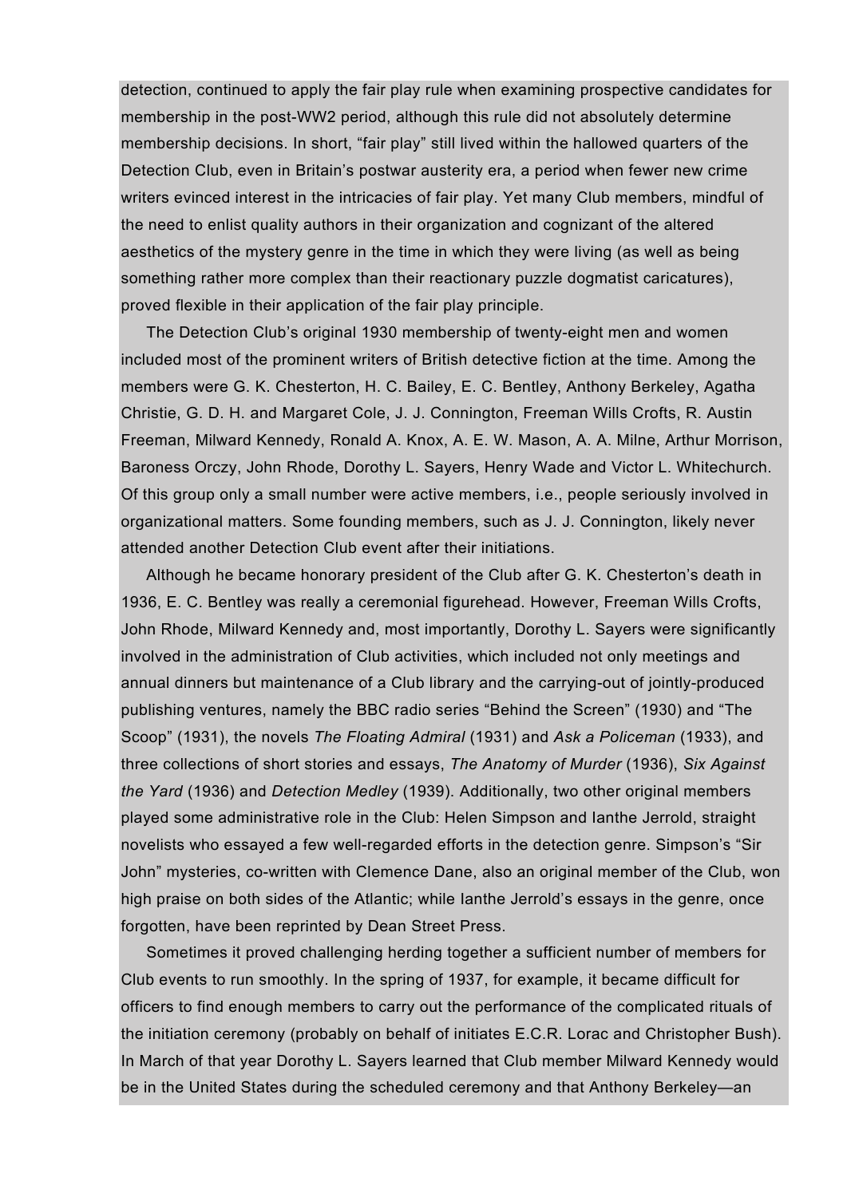detection, continued to apply the fair play rule when examining prospective candidates for membership in the post-WW2 period, although this rule did not absolutely determine membership decisions. In short, “fair play” still lived within the hallowed quarters of the Detection Club, even in Britain’s postwar austerity era, a period when fewer new crime writers evinced interest in the intricacies of fair play. Yet many Club members, mindful of the need to enlist quality authors in their organization and cognizant of the altered aesthetics of the mystery genre in the time in which they were living (as well as being something rather more complex than their reactionary puzzle dogmatist caricatures), proved flexible in their application of the fair play principle.

The Detection Club’s original 1930 membership of twenty-eight men and women included most of the prominent writers of British detective fiction at the time. Among the members were G. K. Chesterton, H. C. Bailey, E. C. Bentley, Anthony Berkeley, Agatha Christie, G. D. H. and Margaret Cole, J. J. Connington, Freeman Wills Crofts, R. Austin Freeman, Milward Kennedy, Ronald A. Knox, A. E. W. Mason, A. A. Milne, Arthur Morrison, Baroness Orczy, John Rhode, Dorothy L. Sayers, Henry Wade and Victor L. Whitechurch. Of this group only a small number were active members, i.e., people seriously involved in organizational matters. Some founding members, such as J. J. Connington, likely never attended another Detection Club event after their initiations.

Although he became honorary president of the Club after G. K. Chesterton’s death in 1936, E. C. Bentley was really a ceremonial figurehead. However, Freeman Wills Crofts, John Rhode, Milward Kennedy and, most importantly, Dorothy L. Sayers were significantly involved in the administration of Club activities, which included not only meetings and annual dinners but maintenance of a Club library and the carrying-out of jointly-produced publishing ventures, namely the BBC radio series “Behind the Screen” (1930) and “The Scoop” (1931), the novels *The Floating Admiral* (1931) and *Ask a Policeman* (1933), and three collections of short stories and essays, *The Anatomy of Murder* (1936), *Six Against the Yard* (1936) and *Detection Medley* (1939). Additionally, two other original members played some administrative role in the Club: Helen Simpson and Ianthe Jerrold, straight novelists who essayed a few well-regarded efforts in the detection genre. Simpson’s “Sir John” mysteries, co-written with Clemence Dane, also an original member of the Club, won high praise on both sides of the Atlantic; while Ianthe Jerrold’s essays in the genre, once forgotten, have been reprinted by Dean Street Press.

Sometimes it proved challenging herding together a sufficient number of members for Club events to run smoothly. In the spring of 1937, for example, it became difficult for officers to find enough members to carry out the performance of the complicated rituals of the initiation ceremony (probably on behalf of initiates E.C.R. Lorac and Christopher Bush). In March of that year Dorothy L. Sayers learned that Club member Milward Kennedy would be in the United States during the scheduled ceremony and that Anthony Berkeley—an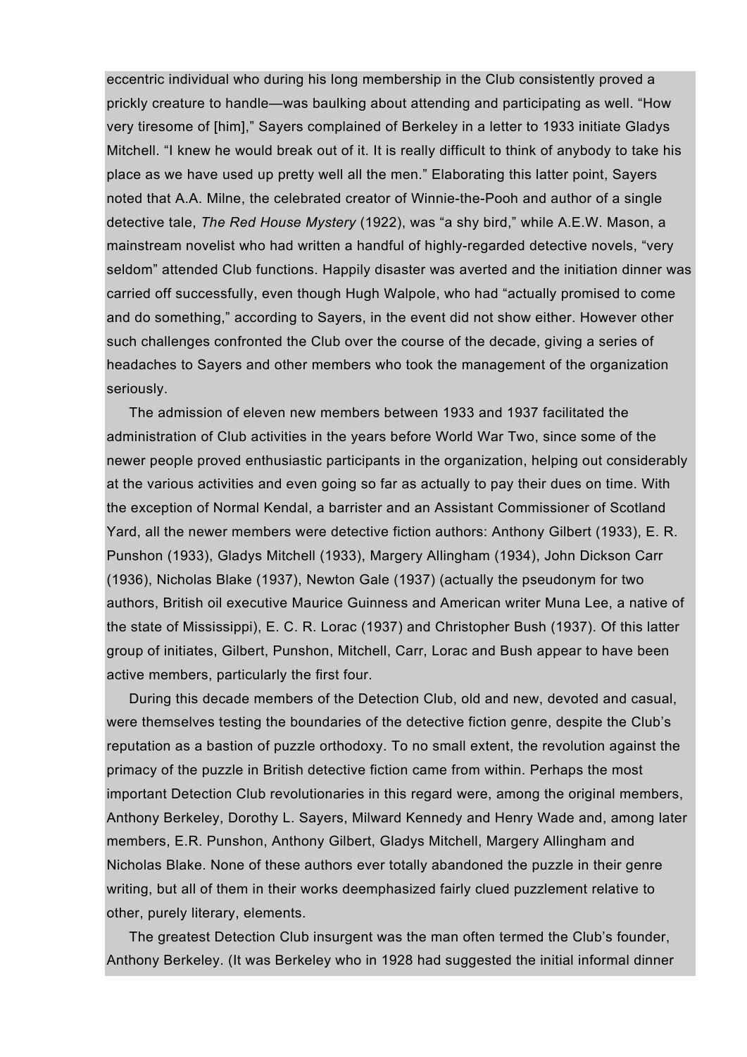eccentric individual who during his long membership in the Club consistently proved a prickly creature to handle—was baulking about attending and participating as well. "How very tiresome of [him]," Sayers complained of Berkeley in a letter to 1933 initiate Gladys Mitchell. "I knew he would break out of it. It is really difficult to think of anybody to take his place as we have used up pretty well all the men." Elaborating this latter point, Sayers noted that A.A. Milne, the celebrated creator of Winnie-the-Pooh and author of a single detective tale, *The Red House Mystery* (1922), was "a shy bird," while A.E.W. Mason, a mainstream novelist who had written a handful of highly-regarded detective novels, "very seldom" attended Club functions. Happily disaster was averted and the initiation dinner was carried off successfully, even though Hugh Walpole, who had "actually promised to come and do something," according to Sayers, in the event did not show either. However other such challenges confronted the Club over the course of the decade, giving a series of headaches to Sayers and other members who took the management of the organization seriously.

The admission of eleven new members between 1933 and 1937 facilitated the administration of Club activities in the years before World War Two, since some of the newer people proved enthusiastic participants in the organization, helping out considerably at the various activities and even going so far as actually to pay their dues on time. With the exception of Normal Kendal, a barrister and an Assistant Commissioner of Scotland Yard, all the newer members were detective fiction authors: Anthony Gilbert (1933), E. R. Punshon (1933), Gladys Mitchell (1933), Margery Allingham (1934), John Dickson Carr (1936), Nicholas Blake (1937), Newton Gale (1937) (actually the pseudonym for two authors, British oil executive Maurice Guinness and American writer Muna Lee, a native of the state of Mississippi), E. C. R. Lorac (1937) and Christopher Bush (1937). Of this latter group of initiates, Gilbert, Punshon, Mitchell, Carr, Lorac and Bush appear to have been active members, particularly the first four.

During this decade members of the Detection Club, old and new, devoted and casual, were themselves testing the boundaries of the detective fiction genre, despite the Club's reputation as a bastion of puzzle orthodoxy. To no small extent, the revolution against the primacy of the puzzle in British detective fiction came from within. Perhaps the most important Detection Club revolutionaries in this regard were, among the original members, Anthony Berkeley, Dorothy L. Sayers, Milward Kennedy and Henry Wade and, among later members, E.R. Punshon, Anthony Gilbert, Gladys Mitchell, Margery Allingham and Nicholas Blake. None of these authors ever totally abandoned the puzzle in their genre writing, but all of them in their works deemphasized fairly clued puzzlement relative to other, purely literary, elements.

The greatest Detection Club insurgent was the man often termed the Club's founder, Anthony Berkeley. (It was Berkeley who in 1928 had suggested the initial informal dinner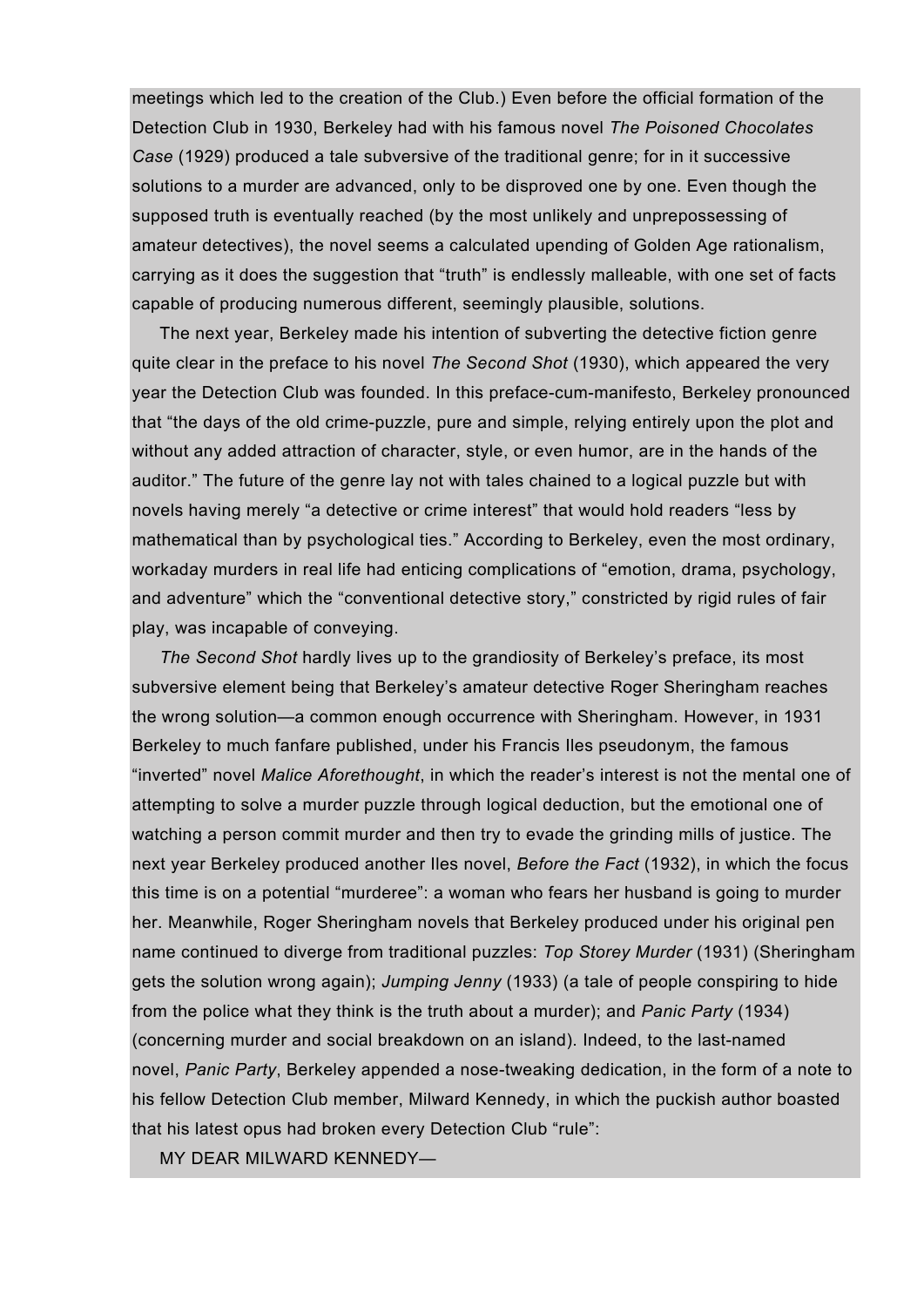meetings which led to the creation of the Club.) Even before the official formation of the Detection Club in 1930, Berkeley had with his famous novel *The Poisoned Chocolates Case* (1929) produced a tale subversive of the traditional genre; for in it successive solutions to a murder are advanced, only to be disproved one by one. Even though the supposed truth is eventually reached (by the most unlikely and unprepossessing of amateur detectives), the novel seems a calculated upending of Golden Age rationalism, carrying as it does the suggestion that "truth" is endlessly malleable, with one set of facts capable of producing numerous different, seemingly plausible, solutions.

The next year, Berkeley made his intention of subverting the detective fiction genre quite clear in the preface to his novel *The Second Shot* (1930), which appeared the very year the Detection Club was founded. In this preface-cum-manifesto, Berkeley pronounced that "the days of the old crime-puzzle, pure and simple, relying entirely upon the plot and without any added attraction of character, style, or even humor, are in the hands of the auditor." The future of the genre lay not with tales chained to a logical puzzle but with novels having merely "a detective or crime interest" that would hold readers "less by mathematical than by psychological ties." According to Berkeley, even the most ordinary, workaday murders in real life had enticing complications of "emotion, drama, psychology, and adventure" which the "conventional detective story," constricted by rigid rules of fair play, was incapable of conveying.

*The Second Shot* hardly lives up to the grandiosity of Berkeley's preface, its most subversive element being that Berkeley's amateur detective Roger Sheringham reaches the wrong solution—a common enough occurrence with Sheringham. However, in 1931 Berkeley to much fanfare published, under his Francis Iles pseudonym, the famous "inverted" novel *Malice Aforethought*, in which the reader's interest is not the mental one of attempting to solve a murder puzzle through logical deduction, but the emotional one of watching a person commit murder and then try to evade the grinding mills of justice. The next year Berkeley produced another Iles novel, *Before the Fact* (1932), in which the focus this time is on a potential "murderee": a woman who fears her husband is going to murder her. Meanwhile, Roger Sheringham novels that Berkeley produced under his original pen name continued to diverge from traditional puzzles: *Top Storey Murder* (1931) (Sheringham gets the solution wrong again); *Jumping Jenny* (1933) (a tale of people conspiring to hide from the police what they think is the truth about a murder); and *Panic Party* (1934) (concerning murder and social breakdown on an island). Indeed, to the last-named novel, *Panic Party*, Berkeley appended a nose-tweaking dedication, in the form of a note to his fellow Detection Club member, Milward Kennedy, in which the puckish author boasted that his latest opus had broken every Detection Club "rule":

MY DEAR MILWARD KENNEDY—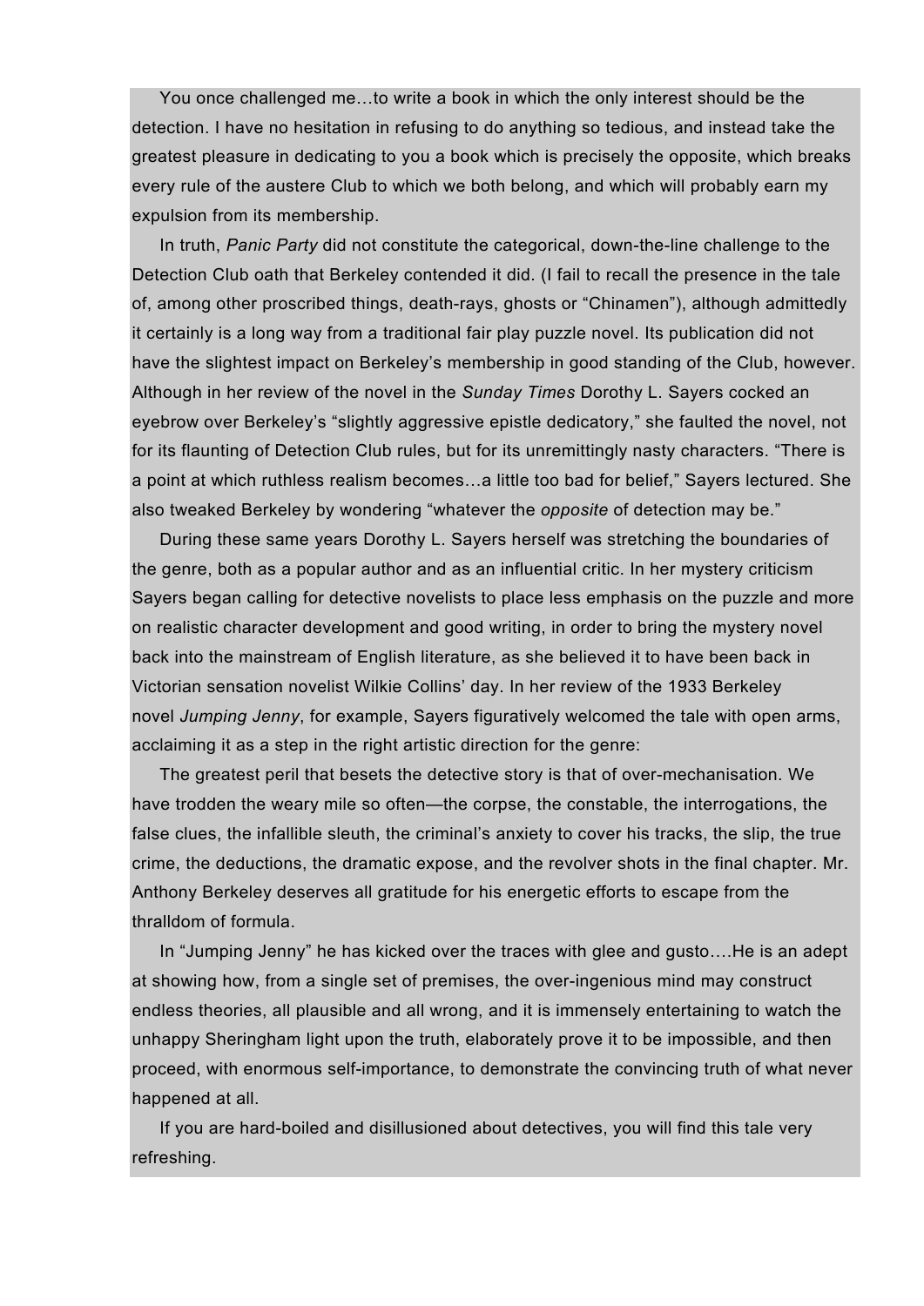You once challenged me…to write a book in which the only interest should be the detection. I have no hesitation in refusing to do anything so tedious, and instead take the greatest pleasure in dedicating to you a book which is precisely the opposite, which breaks every rule of the austere Club to which we both belong, and which will probably earn my expulsion from its membership.

In truth, *Panic Party* did not constitute the categorical, down-the-line challenge to the Detection Club oath that Berkeley contended it did. (I fail to recall the presence in the tale of, among other proscribed things, death-rays, ghosts or "Chinamen"), although admittedly it certainly is a long way from a traditional fair play puzzle novel. Its publication did not have the slightest impact on Berkeley's membership in good standing of the Club, however. Although in her review of the novel in the *Sunday Times* Dorothy L. Sayers cocked an eyebrow over Berkeley's "slightly aggressive epistle dedicatory," she faulted the novel, not for its flaunting of Detection Club rules, but for its unremittingly nasty characters. "There is a point at which ruthless realism becomes…a little too bad for belief," Sayers lectured. She also tweaked Berkeley by wondering "whatever the *opposite* of detection may be."

During these same years Dorothy L. Sayers herself was stretching the boundaries of the genre, both as a popular author and as an influential critic. In her mystery criticism Sayers began calling for detective novelists to place less emphasis on the puzzle and more on realistic character development and good writing, in order to bring the mystery novel back into the mainstream of English literature, as she believed it to have been back in Victorian sensation novelist Wilkie Collins' day. In her review of the 1933 Berkeley novel *Jumping Jenny*, for example, Sayers figuratively welcomed the tale with open arms, acclaiming it as a step in the right artistic direction for the genre:

The greatest peril that besets the detective story is that of over-mechanisation. We have trodden the weary mile so often—the corpse, the constable, the interrogations, the false clues, the infallible sleuth, the criminal's anxiety to cover his tracks, the slip, the true crime, the deductions, the dramatic expose, and the revolver shots in the final chapter. Mr. Anthony Berkeley deserves all gratitude for his energetic efforts to escape from the thralldom of formula.

In "Jumping Jenny" he has kicked over the traces with glee and gusto….He is an adept at showing how, from a single set of premises, the over-ingenious mind may construct endless theories, all plausible and all wrong, and it is immensely entertaining to watch the unhappy Sheringham light upon the truth, elaborately prove it to be impossible, and then proceed, with enormous self-importance, to demonstrate the convincing truth of what never happened at all.

If you are hard-boiled and disillusioned about detectives, you will find this tale very refreshing.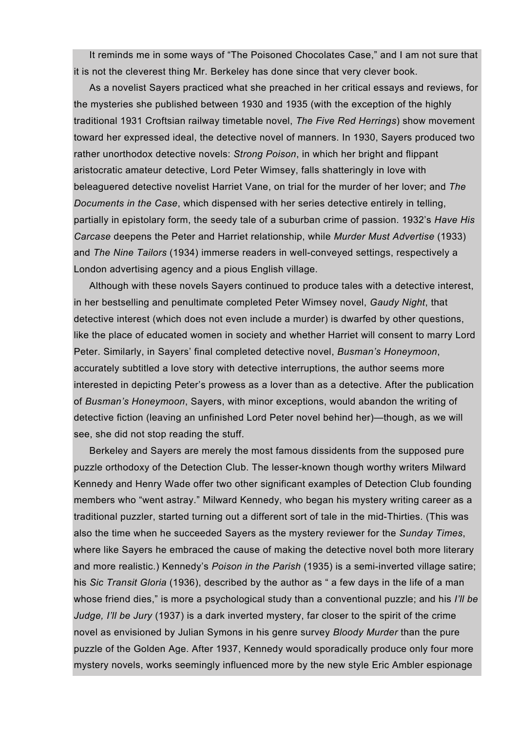It reminds me in some ways of “The Poisoned Chocolates Case,” and I am not sure that it is not the cleverest thing Mr. Berkeley has done since that very clever book.

As a novelist Sayers practiced what she preached in her critical essays and reviews, for the mysteries she published between 1930 and 1935 (with the exception of the highly traditional 1931 Croftsian railway timetable novel, *The Five Red Herrings*) show movement toward her expressed ideal, the detective novel of manners. In 1930, Sayers produced two rather unorthodox detective novels: *Strong Poison*, in which her bright and flippant aristocratic amateur detective, Lord Peter Wimsey, falls shatteringly in love with beleaguered detective novelist Harriet Vane, on trial for the murder of her lover; and *The Documents in the Case*, which dispensed with her series detective entirely in telling, partially in epistolary form, the seedy tale of a suburban crime of passion. 1932’s *Have His Carcase* deepens the Peter and Harriet relationship, while *Murder Must Advertise* (1933) and *The Nine Tailors* (1934) immerse readers in well-conveyed settings, respectively a London advertising agency and a pious English village.

Although with these novels Sayers continued to produce tales with a detective interest, in her bestselling and penultimate completed Peter Wimsey novel, *Gaudy Night*, that detective interest (which does not even include a murder) is dwarfed by other questions, like the place of educated women in society and whether Harriet will consent to marry Lord Peter. Similarly, in Sayers’ final completed detective novel, *Busman’s Honeymoon*, accurately subtitled a love story with detective interruptions, the author seems more interested in depicting Peter’s prowess as a lover than as a detective. After the publication of *Busman’s Honeymoon*, Sayers, with minor exceptions, would abandon the writing of detective fiction (leaving an unfinished Lord Peter novel behind her)—though, as we will see, she did not stop reading the stuff.

Berkeley and Sayers are merely the most famous dissidents from the supposed pure puzzle orthodoxy of the Detection Club. The lesser-known though worthy writers Milward Kennedy and Henry Wade offer two other significant examples of Detection Club founding members who “went astray.” Milward Kennedy, who began his mystery writing career as a traditional puzzler, started turning out a different sort of tale in the mid-Thirties. (This was also the time when he succeeded Sayers as the mystery reviewer for the *Sunday Times*, where like Sayers he embraced the cause of making the detective novel both more literary and more realistic.) Kennedy’s *Poison in the Parish* (1935) is a semi-inverted village satire; his *Sic Transit Gloria* (1936), described by the author as “ a few days in the life of a man whose friend dies,” is more a psychological study than a conventional puzzle; and his *I’ll be Judge, I’ll be Jury* (1937) is a dark inverted mystery, far closer to the spirit of the crime novel as envisioned by Julian Symons in his genre survey *Bloody Murder* than the pure puzzle of the Golden Age. After 1937, Kennedy would sporadically produce only four more mystery novels, works seemingly influenced more by the new style Eric Ambler espionage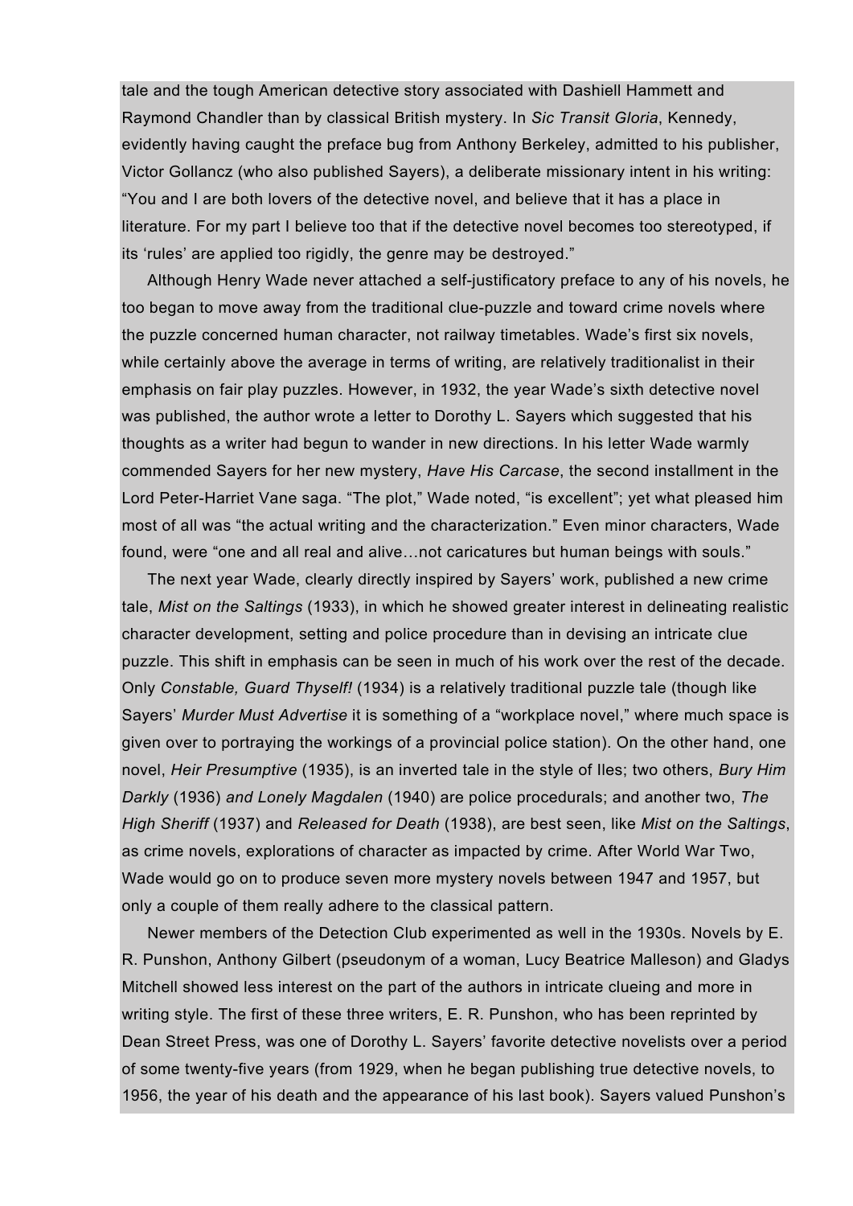tale and the tough American detective story associated with Dashiell Hammett and Raymond Chandler than by classical British mystery. In *Sic Transit Gloria*, Kennedy, evidently having caught the preface bug from Anthony Berkeley, admitted to his publisher, Victor Gollancz (who also published Sayers), a deliberate missionary intent in his writing: "You and I are both lovers of the detective novel, and believe that it has a place in literature. For my part I believe too that if the detective novel becomes too stereotyped, if its 'rules' are applied too rigidly, the genre may be destroyed."

Although Henry Wade never attached a self-justificatory preface to any of his novels, he too began to move away from the traditional clue-puzzle and toward crime novels where the puzzle concerned human character, not railway timetables. Wade's first six novels, while certainly above the average in terms of writing, are relatively traditionalist in their emphasis on fair play puzzles. However, in 1932, the year Wade's sixth detective novel was published, the author wrote a letter to Dorothy L. Sayers which suggested that his thoughts as a writer had begun to wander in new directions. In his letter Wade warmly commended Sayers for her new mystery, *Have His Carcase*, the second installment in the Lord Peter-Harriet Vane saga. "The plot," Wade noted, "is excellent"; yet what pleased him most of all was "the actual writing and the characterization." Even minor characters, Wade found, were "one and all real and alive…not caricatures but human beings with souls."

The next year Wade, clearly directly inspired by Sayers' work, published a new crime tale, *Mist on the Saltings* (1933), in which he showed greater interest in delineating realistic character development, setting and police procedure than in devising an intricate clue puzzle. This shift in emphasis can be seen in much of his work over the rest of the decade. Only *Constable, Guard Thyself!* (1934) is a relatively traditional puzzle tale (though like Sayers' *Murder Must Advertise* it is something of a "workplace novel," where much space is given over to portraying the workings of a provincial police station). On the other hand, one novel, *Heir Presumptive* (1935), is an inverted tale in the style of Iles; two others, *Bury Him Darkly* (1936) *and Lonely Magdalen* (1940) are police procedurals; and another two, *The High Sheriff* (1937) and *Released for Death* (1938), are best seen, like *Mist on the Saltings*, as crime novels, explorations of character as impacted by crime. After World War Two, Wade would go on to produce seven more mystery novels between 1947 and 1957, but only a couple of them really adhere to the classical pattern.

Newer members of the Detection Club experimented as well in the 1930s. Novels by E. R. Punshon, Anthony Gilbert (pseudonym of a woman, Lucy Beatrice Malleson) and Gladys Mitchell showed less interest on the part of the authors in intricate clueing and more in writing style. The first of these three writers, E. R. Punshon, who has been reprinted by Dean Street Press, was one of Dorothy L. Sayers' favorite detective novelists over a period of some twenty-five years (from 1929, when he began publishing true detective novels, to 1956, the year of his death and the appearance of his last book). Sayers valued Punshon's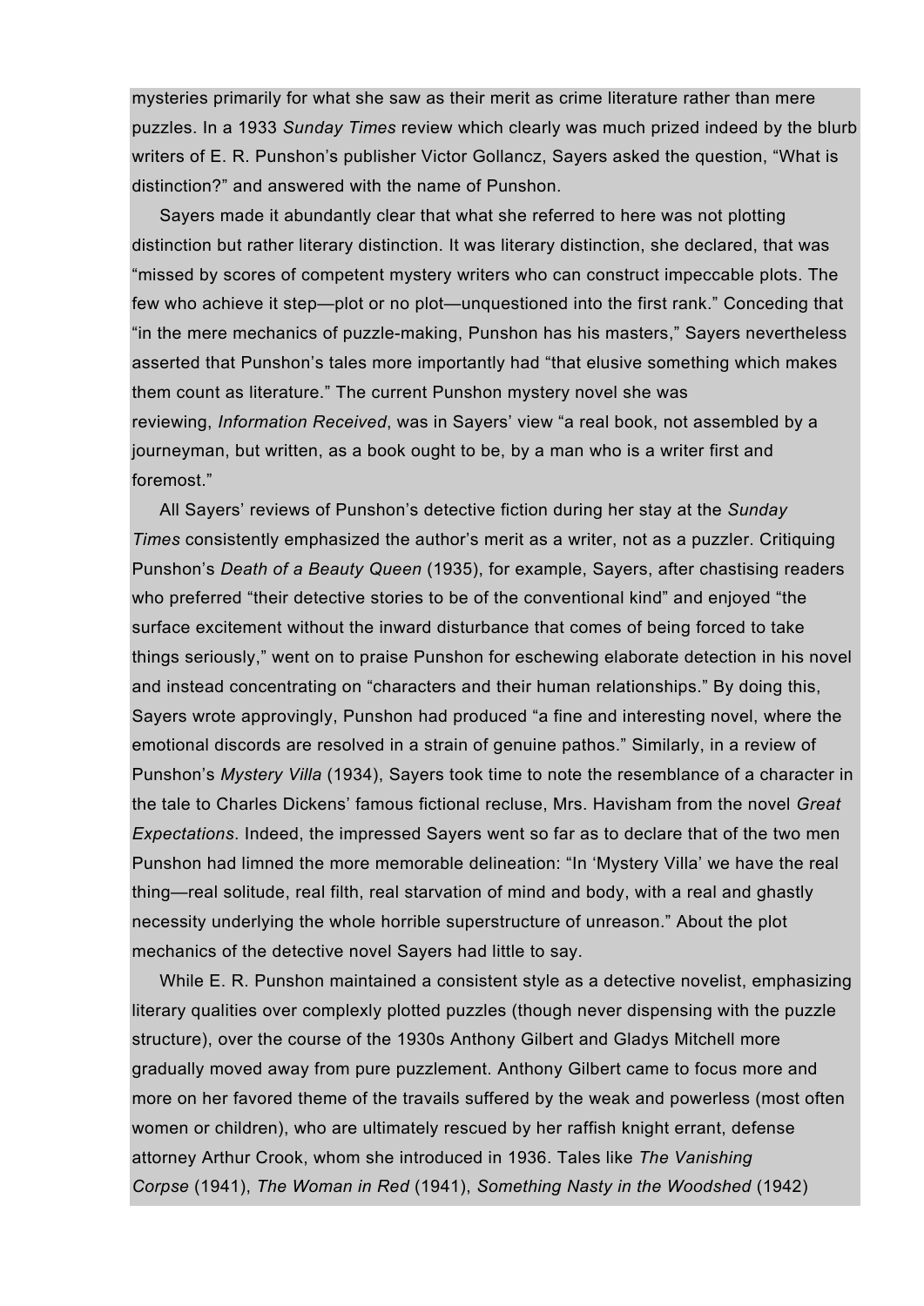mysteries primarily for what she saw as their merit as crime literature rather than mere puzzles. In a 1933 *Sunday Times* review which clearly was much prized indeed by the blurb writers of E. R. Punshon's publisher Victor Gollancz, Sayers asked the question, "What is distinction?" and answered with the name of Punshon.

Sayers made it abundantly clear that what she referred to here was not plotting distinction but rather literary distinction. It was literary distinction, she declared, that was "missed by scores of competent mystery writers who can construct impeccable plots. The few who achieve it step—plot or no plot—unquestioned into the first rank." Conceding that "in the mere mechanics of puzzle-making, Punshon has his masters," Sayers nevertheless asserted that Punshon's tales more importantly had "that elusive something which makes them count as literature." The current Punshon mystery novel she was reviewing, *Information Received*, was in Sayers' view "a real book, not assembled by a journeyman, but written, as a book ought to be, by a man who is a writer first and foremost."

All Sayers' reviews of Punshon's detective fiction during her stay at the *Sunday Times* consistently emphasized the author's merit as a writer, not as a puzzler. Critiquing Punshon's *Death of a Beauty Queen* (1935), for example, Sayers, after chastising readers who preferred "their detective stories to be of the conventional kind" and enjoyed "the surface excitement without the inward disturbance that comes of being forced to take things seriously," went on to praise Punshon for eschewing elaborate detection in his novel and instead concentrating on "characters and their human relationships." By doing this, Sayers wrote approvingly, Punshon had produced "a fine and interesting novel, where the emotional discords are resolved in a strain of genuine pathos." Similarly, in a review of Punshon's *Mystery Villa* (1934), Sayers took time to note the resemblance of a character in the tale to Charles Dickens' famous fictional recluse, Mrs. Havisham from the novel *Great Expectations*. Indeed, the impressed Sayers went so far as to declare that of the two men Punshon had limned the more memorable delineation: "In 'Mystery Villa' we have the real thing—real solitude, real filth, real starvation of mind and body, with a real and ghastly necessity underlying the whole horrible superstructure of unreason." About the plot mechanics of the detective novel Sayers had little to say.

While E. R. Punshon maintained a consistent style as a detective novelist, emphasizing literary qualities over complexly plotted puzzles (though never dispensing with the puzzle structure), over the course of the 1930s Anthony Gilbert and Gladys Mitchell more gradually moved away from pure puzzlement. Anthony Gilbert came to focus more and more on her favored theme of the travails suffered by the weak and powerless (most often women or children), who are ultimately rescued by her raffish knight errant, defense attorney Arthur Crook, whom she introduced in 1936. Tales like *The Vanishing Corpse* (1941), *The Woman in Red* (1941), *Something Nasty in the Woodshed* (1942)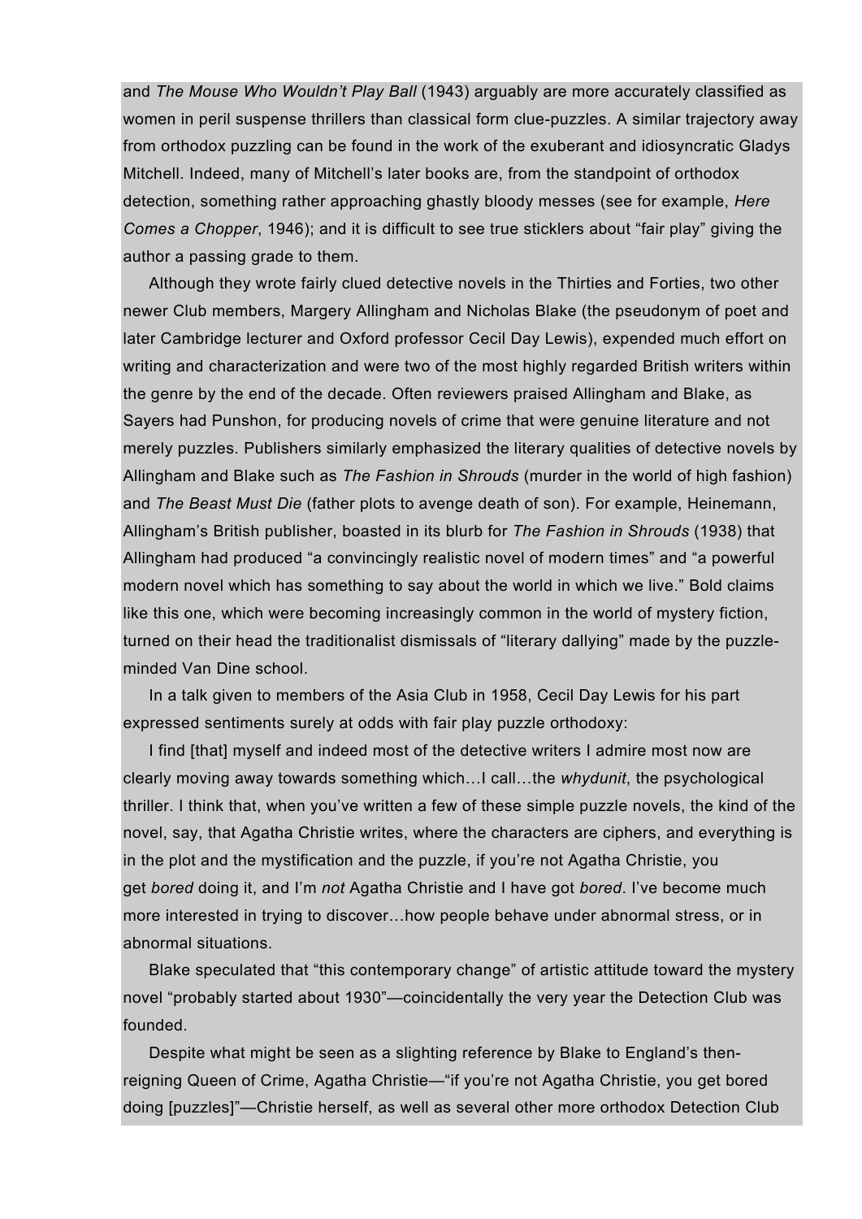and *The Mouse Who Wouldn't Play Ball* (1943) arguably are more accurately classified as women in peril suspense thrillers than classical form clue-puzzles. A similar trajectory away from orthodox puzzling can be found in the work of the exuberant and idiosyncratic Gladys Mitchell. Indeed, many of Mitchell's later books are, from the standpoint of orthodox detection, something rather approaching ghastly bloody messes (see for example, *Here Comes a Chopper*, 1946); and it is difficult to see true sticklers about "fair play" giving the author a passing grade to them.

Although they wrote fairly clued detective novels in the Thirties and Forties, two other newer Club members, Margery Allingham and Nicholas Blake (the pseudonym of poet and later Cambridge lecturer and Oxford professor Cecil Day Lewis), expended much effort on writing and characterization and were two of the most highly regarded British writers within the genre by the end of the decade. Often reviewers praised Allingham and Blake, as Sayers had Punshon, for producing novels of crime that were genuine literature and not merely puzzles. Publishers similarly emphasized the literary qualities of detective novels by Allingham and Blake such as *The Fashion in Shrouds* (murder in the world of high fashion) and *The Beast Must Die* (father plots to avenge death of son). For example, Heinemann, Allingham's British publisher, boasted in its blurb for *The Fashion in Shrouds* (1938) that Allingham had produced "a convincingly realistic novel of modern times" and "a powerful modern novel which has something to say about the world in which we live." Bold claims like this one, which were becoming increasingly common in the world of mystery fiction, turned on their head the traditionalist dismissals of "literary dallying" made by the puzzle-minded Van Dine school.

In a talk given to members of the Asia Club in 1958, Cecil Day Lewis for his part expressed sentiments surely at odds with fair play puzzle orthodoxy:

I find [that] myself and indeed most of the detective writers I admire most now are clearly moving away towards something which…I call…the *whydunit*, the psychological thriller. I think that, when you've written a few of these simple puzzle novels, the kind of the novel, say, that Agatha Christie writes, where the characters are ciphers, and everything is in the plot and the mystification and the puzzle, if you're not Agatha Christie, you get *bored* doing it, and I'm *not* Agatha Christie and I have got *bored*. I've become much more interested in trying to discover…how people behave under abnormal stress, or in abnormal situations.

Blake speculated that "this contemporary change" of artistic attitude toward the mystery novel "probably started about 1930"—coincidentally the very year the Detection Club was founded.

Despite what might be seen as a slighting reference by Blake to England's then-reigning Queen of Crime, Agatha Christie—"if you're not Agatha Christie, you get bored doing [puzzles]"—Christie herself, as well as several other more orthodox Detection Club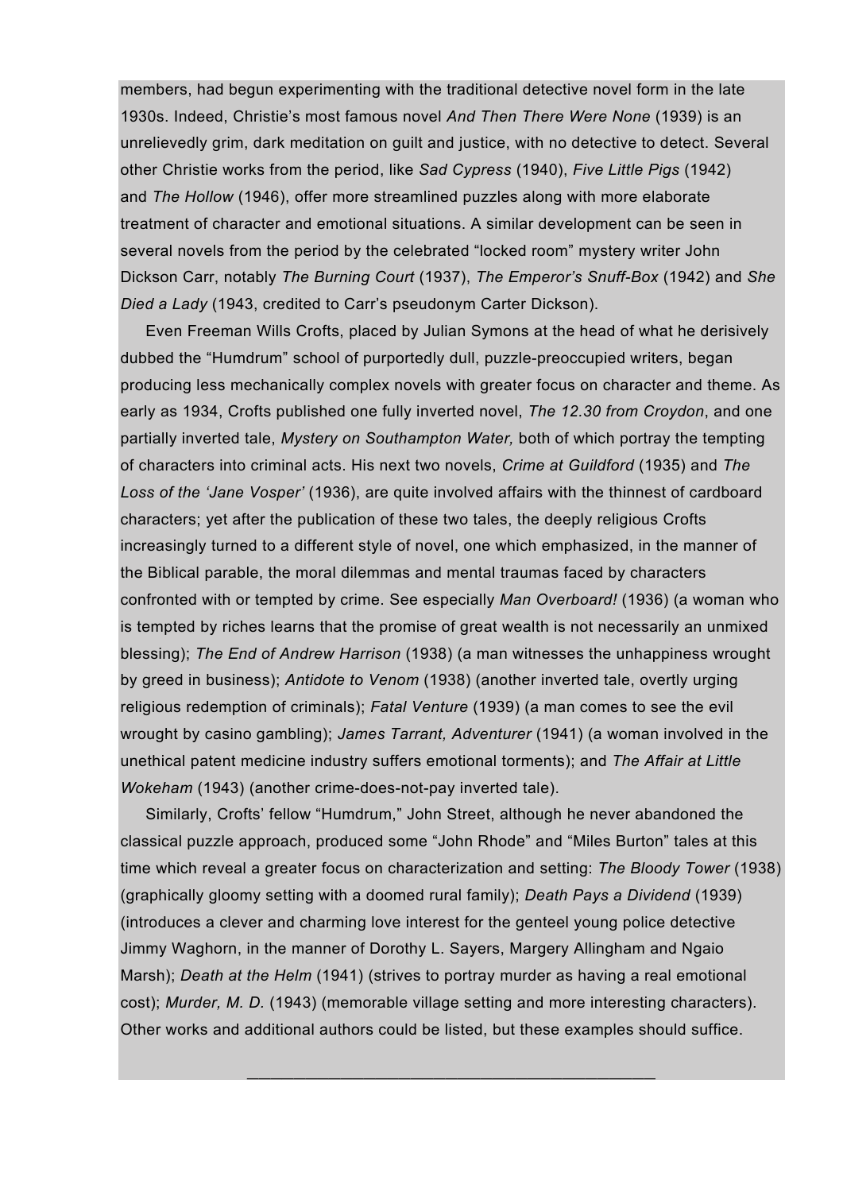members, had begun experimenting with the traditional detective novel form in the late 1930s. Indeed, Christie's most famous novel *And Then There Were None* (1939) is an unrelievedly grim, dark meditation on guilt and justice, with no detective to detect. Several other Christie works from the period, like *Sad Cypress* (1940), *Five Little Pigs* (1942) and *The Hollow* (1946), offer more streamlined puzzles along with more elaborate treatment of character and emotional situations. A similar development can be seen in several novels from the period by the celebrated "locked room" mystery writer John Dickson Carr, notably *The Burning Court* (1937), *The Emperor's Snuff-Box* (1942) and *She Died a Lady* (1943, credited to Carr's pseudonym Carter Dickson).

Even Freeman Wills Crofts, placed by Julian Symons at the head of what he derisively dubbed the "Humdrum" school of purportedly dull, puzzle-preoccupied writers, began producing less mechanically complex novels with greater focus on character and theme. As early as 1934, Crofts published one fully inverted novel, *The 12.30 from Croydon*, and one partially inverted tale, *Mystery on Southampton Water,* both of which portray the tempting of characters into criminal acts. His next two novels, *Crime at Guildford* (1935) and *The Loss of the 'Jane Vosper'* (1936), are quite involved affairs with the thinnest of cardboard characters; yet after the publication of these two tales, the deeply religious Crofts increasingly turned to a different style of novel, one which emphasized, in the manner of the Biblical parable, the moral dilemmas and mental traumas faced by characters confronted with or tempted by crime. See especially *Man Overboard!* (1936) (a woman who is tempted by riches learns that the promise of great wealth is not necessarily an unmixed blessing); *The End of Andrew Harrison* (1938) (a man witnesses the unhappiness wrought by greed in business); *Antidote to Venom* (1938) (another inverted tale, overtly urging religious redemption of criminals); *Fatal Venture* (1939) (a man comes to see the evil wrought by casino gambling); *James Tarrant, Adventurer* (1941) (a woman involved in the unethical patent medicine industry suffers emotional torments); and *The Affair at Little Wokeham* (1943) (another crime-does-not-pay inverted tale).

Similarly, Crofts' fellow "Humdrum," John Street, although he never abandoned the classical puzzle approach, produced some "John Rhode" and "Miles Burton" tales at this time which reveal a greater focus on characterization and setting: *The Bloody Tower* (1938) (graphically gloomy setting with a doomed rural family); *Death Pays a Dividend* (1939) (introduces a clever and charming love interest for the genteel young police detective Jimmy Waghorn, in the manner of Dorothy L. Sayers, Margery Allingham and Ngaio Marsh); *Death at the Helm* (1941) (strives to portray murder as having a real emotional cost); *Murder, M. D.* (1943) (memorable village setting and more interesting characters). Other works and additional authors could be listed, but these examples should suffice.

---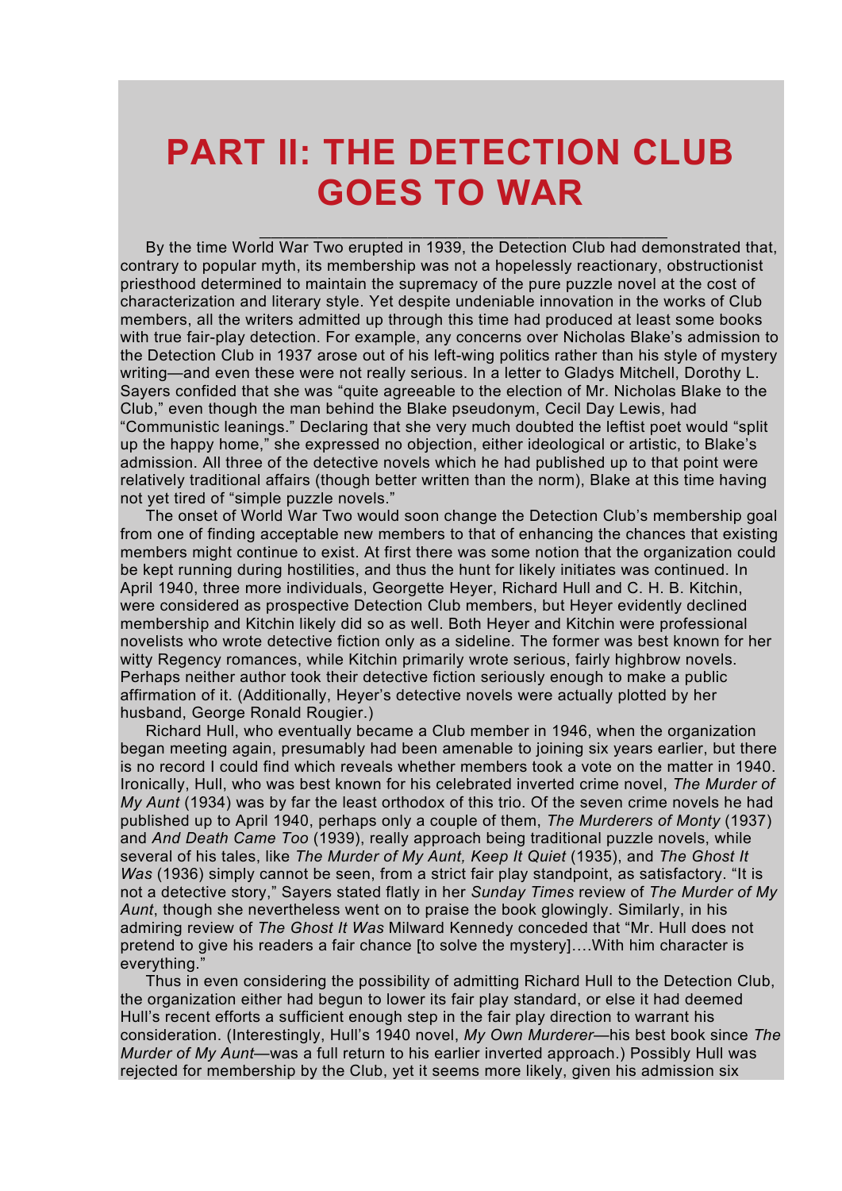# PART II: THE DETECTION CLUB GOES TO WAR

By the time World War Two erupted in 1939, the Detection Club had demonstrated that, contrary to popular myth, its membership was not a hopelessly reactionary, obstructionist priesthood determined to maintain the supremacy of the pure puzzle novel at the cost of characterization and literary style. Yet despite undeniable innovation in the works of Club members, all the writers admitted up through this time had produced at least some books with true fair-play detection. For example, any concerns over Nicholas Blake's admission to the Detection Club in 1937 arose out of his left-wing politics rather than his style of mystery writing—and even these were not really serious. In a letter to Gladys Mitchell, Dorothy L. Sayers confided that she was "quite agreeable to the election of Mr. Nicholas Blake to the Club," even though the man behind the Blake pseudonym, Cecil Day Lewis, had "Communistic leanings." Declaring that she very much doubted the leftist poet would "split up the happy home," she expressed no objection, either ideological or artistic, to Blake's admission. All three of the detective novels which he had published up to that point were relatively traditional affairs (though better written than the norm), Blake at this time having not yet tired of "simple puzzle novels."

The onset of World War Two would soon change the Detection Club's membership goal from one of finding acceptable new members to that of enhancing the chances that existing members might continue to exist. At first there was some notion that the organization could be kept running during hostilities, and thus the hunt for likely initiates was continued. In April 1940, three more individuals, Georgette Heyer, Richard Hull and C. H. B. Kitchin, were considered as prospective Detection Club members, but Heyer evidently declined membership and Kitchin likely did so as well. Both Heyer and Kitchin were professional novelists who wrote detective fiction only as a sideline. The former was best known for her witty Regency romances, while Kitchin primarily wrote serious, fairly highbrow novels. Perhaps neither author took their detective fiction seriously enough to make a public affirmation of it. (Additionally, Heyer's detective novels were actually plotted by her husband, George Ronald Rougier.)

Richard Hull, who eventually became a Club member in 1946, when the organization began meeting again, presumably had been amenable to joining six years earlier, but there is no record I could find which reveals whether members took a vote on the matter in 1940. Ironically, Hull, who was best known for his celebrated inverted crime novel, *The Murder of My Aunt* (1934) was by far the least orthodox of this trio. Of the seven crime novels he had published up to April 1940, perhaps only a couple of them, *The Murderers of Monty* (1937) and *And Death Came Too* (1939), really approach being traditional puzzle novels, while several of his tales, like *The Murder of My Aunt, Keep It Quiet* (1935), and *The Ghost It Was* (1936) simply cannot be seen, from a strict fair play standpoint, as satisfactory. "It is not a detective story," Sayers stated flatly in her *Sunday Times* review of *The Murder of My Aunt*, though she nevertheless went on to praise the book glowingly. Similarly, in his admiring review of *The Ghost It Was* Milward Kennedy conceded that "Mr. Hull does not pretend to give his readers a fair chance [to solve the mystery]….With him character is everything."

Thus in even considering the possibility of admitting Richard Hull to the Detection Club, the organization either had begun to lower its fair play standard, or else it had deemed Hull's recent efforts a sufficient enough step in the fair play direction to warrant his consideration. (Interestingly, Hull's 1940 novel, *My Own Murderer*—his best book since *The Murder of My Aunt*—was a full return to his earlier inverted approach.) Possibly Hull was rejected for membership by the Club, yet it seems more likely, given his admission six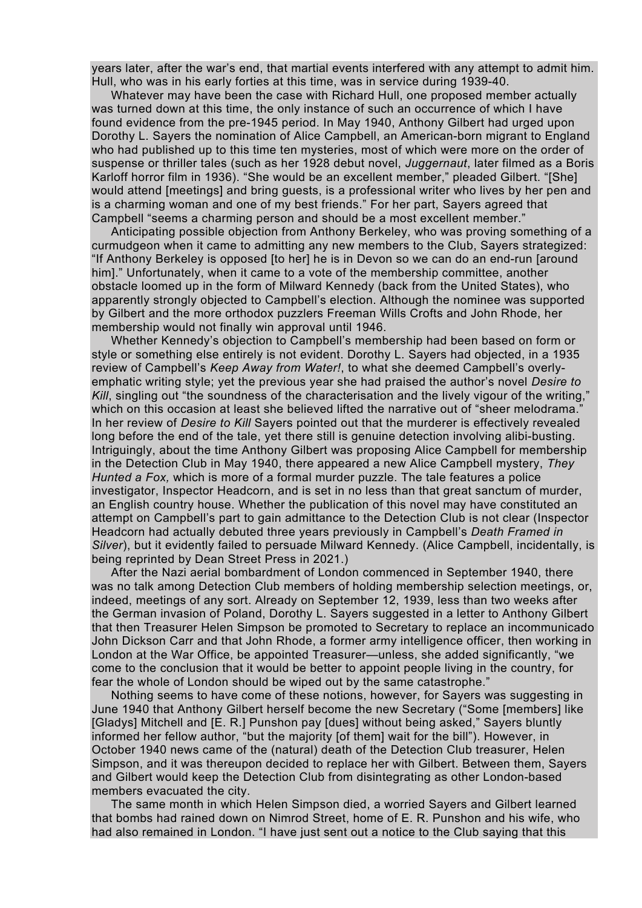years later, after the war's end, that martial events interfered with any attempt to admit him. Hull, who was in his early forties at this time, was in service during 1939-40.

Whatever may have been the case with Richard Hull, one proposed member actually was turned down at this time, the only instance of such an occurrence of which I have found evidence from the pre-1945 period. In May 1940, Anthony Gilbert had urged upon Dorothy L. Sayers the nomination of Alice Campbell, an American-born migrant to England who had published up to this time ten mysteries, most of which were more on the order of suspense or thriller tales (such as her 1928 debut novel, *Juggernaut*, later filmed as a Boris Karloff horror film in 1936). "She would be an excellent member," pleaded Gilbert. "[She] would attend [meetings] and bring guests, is a professional writer who lives by her pen and is a charming woman and one of my best friends." For her part, Sayers agreed that Campbell "seems a charming person and should be a most excellent member."

Anticipating possible objection from Anthony Berkeley, who was proving something of a curmudgeon when it came to admitting any new members to the Club, Sayers strategized: "If Anthony Berkeley is opposed [to her] he is in Devon so we can do an end-run [around him]." Unfortunately, when it came to a vote of the membership committee, another obstacle loomed up in the form of Milward Kennedy (back from the United States), who apparently strongly objected to Campbell's election. Although the nominee was supported by Gilbert and the more orthodox puzzlers Freeman Wills Crofts and John Rhode, her membership would not finally win approval until 1946.

Whether Kennedy's objection to Campbell's membership had been based on form or style or something else entirely is not evident. Dorothy L. Sayers had objected, in a 1935 review of Campbell's *Keep Away from Water!*, to what she deemed Campbell's overly-emphatic writing style; yet the previous year she had praised the author's novel *Desire to Kill*, singling out "the soundness of the characterisation and the lively vigour of the writing," which on this occasion at least she believed lifted the narrative out of "sheer melodrama." In her review of *Desire to Kill* Sayers pointed out that the murderer is effectively revealed long before the end of the tale, yet there still is genuine detection involving alibi-busting. Intriguingly, about the time Anthony Gilbert was proposing Alice Campbell for membership in the Detection Club in May 1940, there appeared a new Alice Campbell mystery, *They Hunted a Fox,* which is more of a formal murder puzzle. The tale features a police investigator, Inspector Headcorn, and is set in no less than that great sanctum of murder, an English country house. Whether the publication of this novel may have constituted an attempt on Campbell's part to gain admittance to the Detection Club is not clear (Inspector Headcorn had actually debuted three years previously in Campbell's *Death Framed in Silver*), but it evidently failed to persuade Milward Kennedy. (Alice Campbell, incidentally, is being reprinted by Dean Street Press in 2021.)

After the Nazi aerial bombardment of London commenced in September 1940, there was no talk among Detection Club members of holding membership selection meetings, or, indeed, meetings of any sort. Already on September 12, 1939, less than two weeks after the German invasion of Poland, Dorothy L. Sayers suggested in a letter to Anthony Gilbert that then Treasurer Helen Simpson be promoted to Secretary to replace an incommunicado John Dickson Carr and that John Rhode, a former army intelligence officer, then working in London at the War Office, be appointed Treasurer—unless, she added significantly, "we come to the conclusion that it would be better to appoint people living in the country, for fear the whole of London should be wiped out by the same catastrophe."

Nothing seems to have come of these notions, however, for Sayers was suggesting in June 1940 that Anthony Gilbert herself become the new Secretary ("Some [members] like [Gladys] Mitchell and [E. R.] Punshon pay [dues] without being asked," Sayers bluntly informed her fellow author, "but the majority [of them] wait for the bill"). However, in October 1940 news came of the (natural) death of the Detection Club treasurer, Helen Simpson, and it was thereupon decided to replace her with Gilbert. Between them, Sayers and Gilbert would keep the Detection Club from disintegrating as other London-based members evacuated the city.

The same month in which Helen Simpson died, a worried Sayers and Gilbert learned that bombs had rained down on Nimrod Street, home of E. R. Punshon and his wife, who had also remained in London. "I have just sent out a notice to the Club saying that this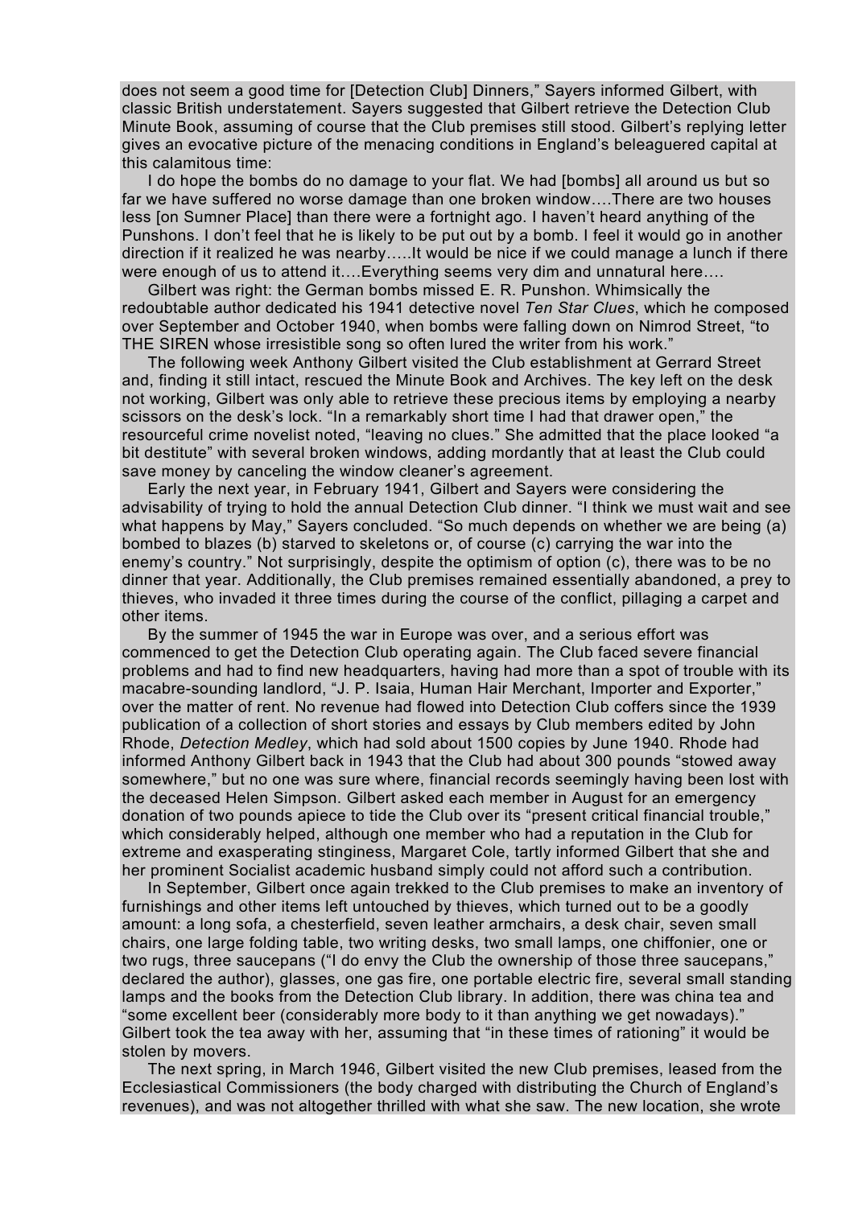does not seem a good time for [Detection Club] Dinners," Sayers informed Gilbert, with classic British understatement. Sayers suggested that Gilbert retrieve the Detection Club Minute Book, assuming of course that the Club premises still stood. Gilbert's replying letter gives an evocative picture of the menacing conditions in England's beleaguered capital at this calamitous time:

I do hope the bombs do no damage to your flat. We had [bombs] all around us but so far we have suffered no worse damage than one broken window….There are two houses less [on Sumner Place] than there were a fortnight ago. I haven't heard anything of the Punshons. I don't feel that he is likely to be put out by a bomb. I feel it would go in another direction if it realized he was nearby…..It would be nice if we could manage a lunch if there were enough of us to attend it….Everything seems very dim and unnatural here….

Gilbert was right: the German bombs missed E. R. Punshon. Whimsically the redoubtable author dedicated his 1941 detective novel *Ten Star Clues*, which he composed over September and October 1940, when bombs were falling down on Nimrod Street, "to THE SIREN whose irresistible song so often lured the writer from his work."

The following week Anthony Gilbert visited the Club establishment at Gerrard Street and, finding it still intact, rescued the Minute Book and Archives. The key left on the desk not working, Gilbert was only able to retrieve these precious items by employing a nearby scissors on the desk's lock. "In a remarkably short time I had that drawer open," the resourceful crime novelist noted, "leaving no clues." She admitted that the place looked "a bit destitute" with several broken windows, adding mordantly that at least the Club could save money by canceling the window cleaner's agreement.

Early the next year, in February 1941, Gilbert and Sayers were considering the advisability of trying to hold the annual Detection Club dinner. "I think we must wait and see what happens by May," Sayers concluded. "So much depends on whether we are being (a) bombed to blazes (b) starved to skeletons or, of course (c) carrying the war into the enemy's country." Not surprisingly, despite the optimism of option (c), there was to be no dinner that year. Additionally, the Club premises remained essentially abandoned, a prey to thieves, who invaded it three times during the course of the conflict, pillaging a carpet and other items.

By the summer of 1945 the war in Europe was over, and a serious effort was commenced to get the Detection Club operating again. The Club faced severe financial problems and had to find new headquarters, having had more than a spot of trouble with its macabre-sounding landlord, "J. P. Isaia, Human Hair Merchant, Importer and Exporter," over the matter of rent. No revenue had flowed into Detection Club coffers since the 1939 publication of a collection of short stories and essays by Club members edited by John Rhode, *Detection Medley*, which had sold about 1500 copies by June 1940. Rhode had informed Anthony Gilbert back in 1943 that the Club had about 300 pounds "stowed away somewhere," but no one was sure where, financial records seemingly having been lost with the deceased Helen Simpson. Gilbert asked each member in August for an emergency donation of two pounds apiece to tide the Club over its "present critical financial trouble," which considerably helped, although one member who had a reputation in the Club for extreme and exasperating stinginess, Margaret Cole, tartly informed Gilbert that she and her prominent Socialist academic husband simply could not afford such a contribution.

In September, Gilbert once again trekked to the Club premises to make an inventory of furnishings and other items left untouched by thieves, which turned out to be a goodly amount: a long sofa, a chesterfield, seven leather armchairs, a desk chair, seven small chairs, one large folding table, two writing desks, two small lamps, one chiffonier, one or two rugs, three saucepans ("I do envy the Club the ownership of those three saucepans," declared the author), glasses, one gas fire, one portable electric fire, several small standing lamps and the books from the Detection Club library. In addition, there was china tea and "some excellent beer (considerably more body to it than anything we get nowadays)." Gilbert took the tea away with her, assuming that "in these times of rationing" it would be stolen by movers.

The next spring, in March 1946, Gilbert visited the new Club premises, leased from the Ecclesiastical Commissioners (the body charged with distributing the Church of England's revenues), and was not altogether thrilled with what she saw. The new location, she wrote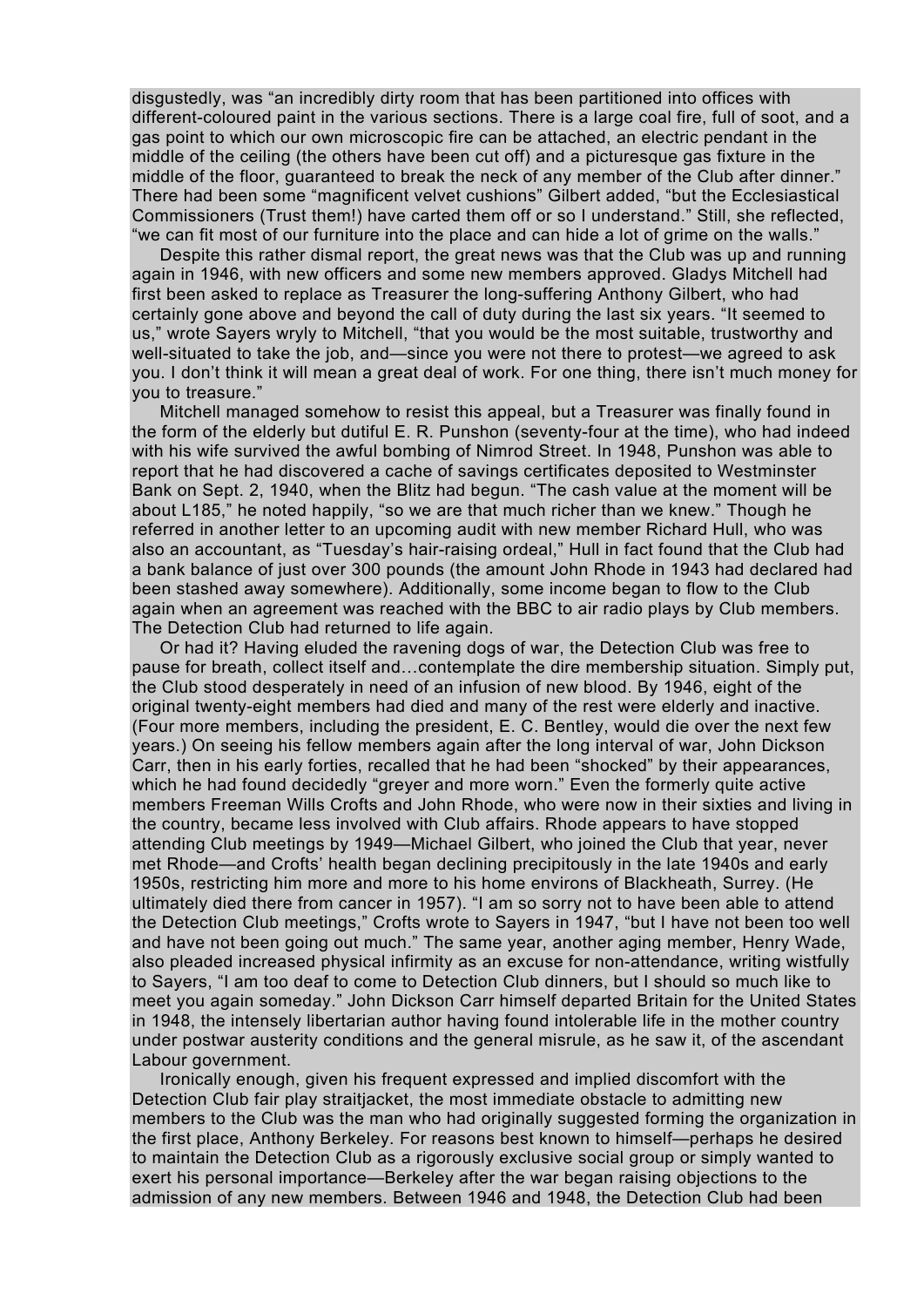disgustedly, was “an incredibly dirty room that has been partitioned into offices with different-coloured paint in the various sections. There is a large coal fire, full of soot, and a gas point to which our own microscopic fire can be attached, an electric pendant in the middle of the ceiling (the others have been cut off) and a picturesque gas fixture in the middle of the floor, guaranteed to break the neck of any member of the Club after dinner.” There had been some “magnificent velvet cushions” Gilbert added, “but the Ecclesiastical Commissioners (Trust them!) have carted them off or so I understand.” Still, she reflected, “we can fit most of our furniture into the place and can hide a lot of grime on the walls.”

Despite this rather dismal report, the great news was that the Club was up and running again in 1946, with new officers and some new members approved. Gladys Mitchell had first been asked to replace as Treasurer the long-suffering Anthony Gilbert, who had certainly gone above and beyond the call of duty during the last six years. “It seemed to us,” wrote Sayers wryly to Mitchell, “that you would be the most suitable, trustworthy and well-situated to take the job, and—since you were not there to protest—we agreed to ask you. I don’t think it will mean a great deal of work. For one thing, there isn’t much money for you to treasure.”

Mitchell managed somehow to resist this appeal, but a Treasurer was finally found in the form of the elderly but dutiful E. R. Punshon (seventy-four at the time), who had indeed with his wife survived the awful bombing of Nimrod Street. In 1948, Punshon was able to report that he had discovered a cache of savings certificates deposited to Westminster Bank on Sept. 2, 1940, when the Blitz had begun. “The cash value at the moment will be about L185,” he noted happily, “so we are that much richer than we knew.” Though he referred in another letter to an upcoming audit with new member Richard Hull, who was also an accountant, as “Tuesday’s hair-raising ordeal,” Hull in fact found that the Club had a bank balance of just over 300 pounds (the amount John Rhode in 1943 had declared had been stashed away somewhere). Additionally, some income began to flow to the Club again when an agreement was reached with the BBC to air radio plays by Club members. The Detection Club had returned to life again.

Or had it? Having eluded the ravening dogs of war, the Detection Club was free to pause for breath, collect itself and…contemplate the dire membership situation. Simply put, the Club stood desperately in need of an infusion of new blood. By 1946, eight of the original twenty-eight members had died and many of the rest were elderly and inactive. (Four more members, including the president, E. C. Bentley, would die over the next few years.) On seeing his fellow members again after the long interval of war, John Dickson Carr, then in his early forties, recalled that he had been “shocked” by their appearances, which he had found decidedly “greyer and more worn.” Even the formerly quite active members Freeman Wills Crofts and John Rhode, who were now in their sixties and living in the country, became less involved with Club affairs. Rhode appears to have stopped attending Club meetings by 1949—Michael Gilbert, who joined the Club that year, never met Rhode—and Crofts’ health began declining precipitously in the late 1940s and early 1950s, restricting him more and more to his home environs of Blackheath, Surrey. (He ultimately died there from cancer in 1957). “I am so sorry not to have been able to attend the Detection Club meetings,” Crofts wrote to Sayers in 1947, “but I have not been too well and have not been going out much.” The same year, another aging member, Henry Wade, also pleaded increased physical infirmity as an excuse for non-attendance, writing wistfully to Sayers, “I am too deaf to come to Detection Club dinners, but I should so much like to meet you again someday.” John Dickson Carr himself departed Britain for the United States in 1948, the intensely libertarian author having found intolerable life in the mother country under postwar austerity conditions and the general misrule, as he saw it, of the ascendant Labour government.

Ironically enough, given his frequent expressed and implied discomfort with the Detection Club fair play straitjacket, the most immediate obstacle to admitting new members to the Club was the man who had originally suggested forming the organization in the first place, Anthony Berkeley. For reasons best known to himself—perhaps he desired to maintain the Detection Club as a rigorously exclusive social group or simply wanted to exert his personal importance—Berkeley after the war began raising objections to the admission of any new members. Between 1946 and 1948, the Detection Club had been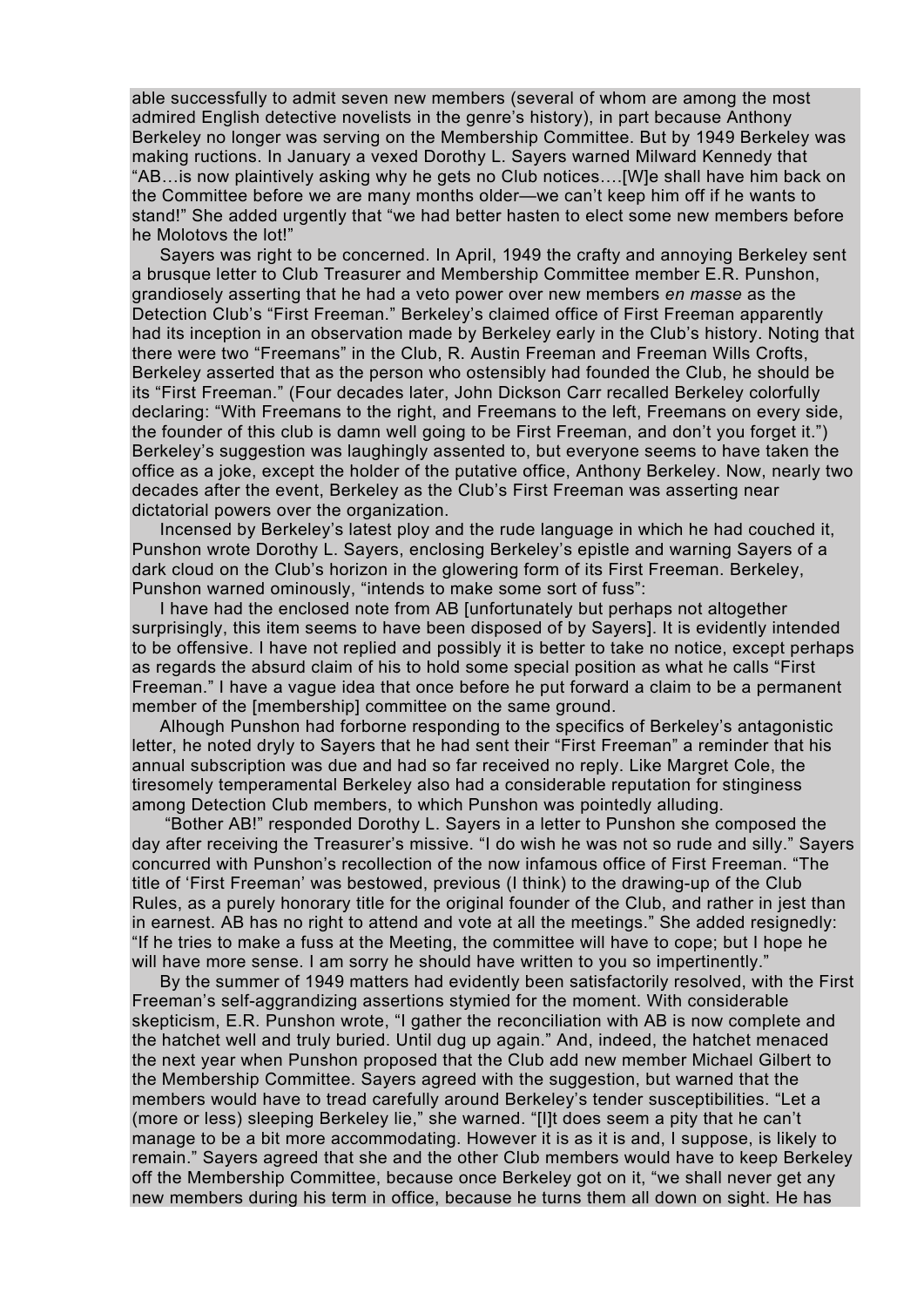able successfully to admit seven new members (several of whom are among the most admired English detective novelists in the genre's history), in part because Anthony Berkeley no longer was serving on the Membership Committee. But by 1949 Berkeley was making ructions. In January a vexed Dorothy L. Sayers warned Milward Kennedy that "AB…is now plaintively asking why he gets no Club notices….[W]e shall have him back on the Committee before we are many months older—we can't keep him off if he wants to stand!" She added urgently that "we had better hasten to elect some new members before he Molotovs the lot!"

Sayers was right to be concerned. In April, 1949 the crafty and annoying Berkeley sent a brusque letter to Club Treasurer and Membership Committee member E.R. Punshon, grandiosely asserting that he had a veto power over new members *en masse* as the Detection Club's "First Freeman." Berkeley's claimed office of First Freeman apparently had its inception in an observation made by Berkeley early in the Club's history. Noting that there were two "Freemans" in the Club, R. Austin Freeman and Freeman Wills Crofts, Berkeley asserted that as the person who ostensibly had founded the Club, he should be its "First Freeman." (Four decades later, John Dickson Carr recalled Berkeley colorfully declaring: "With Freemans to the right, and Freemans to the left, Freemans on every side, the founder of this club is damn well going to be First Freeman, and don't you forget it.") Berkeley's suggestion was laughingly assented to, but everyone seems to have taken the office as a joke, except the holder of the putative office, Anthony Berkeley. Now, nearly two decades after the event, Berkeley as the Club's First Freeman was asserting near dictatorial powers over the organization.

Incensed by Berkeley's latest ploy and the rude language in which he had couched it, Punshon wrote Dorothy L. Sayers, enclosing Berkeley's epistle and warning Sayers of a dark cloud on the Club's horizon in the glowering form of its First Freeman. Berkeley, Punshon warned ominously, "intends to make some sort of fuss":

I have had the enclosed note from AB [unfortunately but perhaps not altogether surprisingly, this item seems to have been disposed of by Sayers]. It is evidently intended to be offensive. I have not replied and possibly it is better to take no notice, except perhaps as regards the absurd claim of his to hold some special position as what he calls "First Freeman." I have a vague idea that once before he put forward a claim to be a permanent member of the [membership] committee on the same ground.

Alhough Punshon had forborne responding to the specifics of Berkeley's antagonistic letter, he noted dryly to Sayers that he had sent their "First Freeman" a reminder that his annual subscription was due and had so far received no reply. Like Margret Cole, the tiresomely temperamental Berkeley also had a considerable reputation for stinginess among Detection Club members, to which Punshon was pointedly alluding.

"Bother AB!" responded Dorothy L. Sayers in a letter to Punshon she composed the day after receiving the Treasurer's missive. "I do wish he was not so rude and silly." Sayers concurred with Punshon's recollection of the now infamous office of First Freeman. "The title of 'First Freeman' was bestowed, previous (I think) to the drawing-up of the Club Rules, as a purely honorary title for the original founder of the Club, and rather in jest than in earnest. AB has no right to attend and vote at all the meetings." She added resignedly: "If he tries to make a fuss at the Meeting, the committee will have to cope; but I hope he will have more sense. I am sorry he should have written to you so impertinently."

By the summer of 1949 matters had evidently been satisfactorily resolved, with the First Freeman's self-aggrandizing assertions stymied for the moment. With considerable skepticism, E.R. Punshon wrote, "I gather the reconciliation with AB is now complete and the hatchet well and truly buried. Until dug up again." And, indeed, the hatchet menaced the next year when Punshon proposed that the Club add new member Michael Gilbert to the Membership Committee. Sayers agreed with the suggestion, but warned that the members would have to tread carefully around Berkeley's tender susceptibilities. "Let a (more or less) sleeping Berkeley lie," she warned. "[I]t does seem a pity that he can't manage to be a bit more accommodating. However it is as it is and, I suppose, is likely to remain." Sayers agreed that she and the other Club members would have to keep Berkeley off the Membership Committee, because once Berkeley got on it, "we shall never get any new members during his term in office, because he turns them all down on sight. He has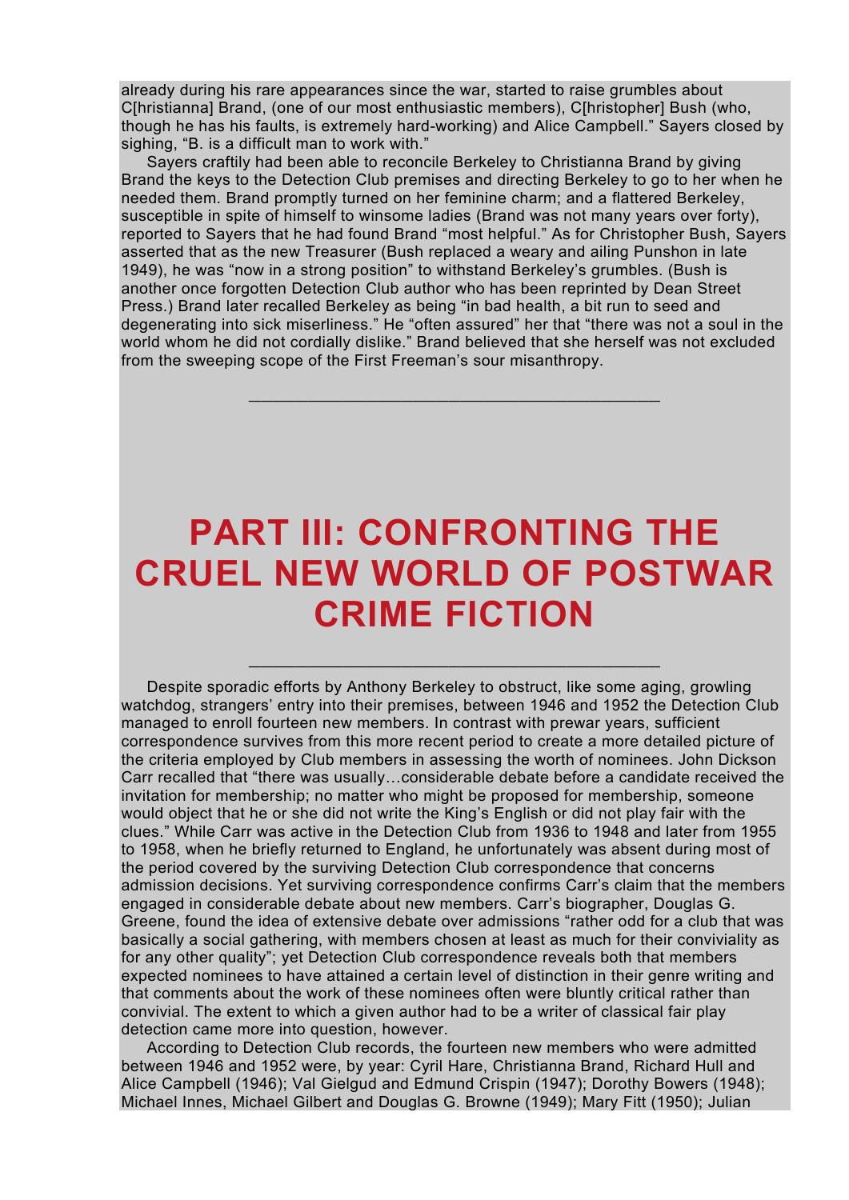already during his rare appearances since the war, started to raise grumbles about C[hristianna] Brand, (one of our most enthusiastic members), C[hristopher] Bush (who, though he has his faults, is extremely hard-working) and Alice Campbell." Sayers closed by sighing, "B. is a difficult man to work with."

Sayers craftily had been able to reconcile Berkeley to Christianna Brand by giving Brand the keys to the Detection Club premises and directing Berkeley to go to her when he needed them. Brand promptly turned on her feminine charm; and a flattered Berkeley, susceptible in spite of himself to winsome ladies (Brand was not many years over forty), reported to Sayers that he had found Brand "most helpful." As for Christopher Bush, Sayers asserted that as the new Treasurer (Bush replaced a weary and ailing Punshon in late 1949), he was "now in a strong position" to withstand Berkeley's grumbles. (Bush is another once forgotten Detection Club author who has been reprinted by Dean Street Press.) Brand later recalled Berkeley as being "in bad health, a bit run to seed and degenerating into sick miserliness." He "often assured" her that "there was not a soul in the world whom he did not cordially dislike." Brand believed that she herself was not excluded from the sweeping scope of the First Freeman's sour misanthropy.

---

# PART III: CONFRONTING THE CRUEL NEW WORLD OF POSTWAR CRIME FICTION

---

Despite sporadic efforts by Anthony Berkeley to obstruct, like some aging, growling watchdog, strangers' entry into their premises, between 1946 and 1952 the Detection Club managed to enroll fourteen new members. In contrast with prewar years, sufficient correspondence survives from this more recent period to create a more detailed picture of the criteria employed by Club members in assessing the worth of nominees. John Dickson Carr recalled that "there was usually…considerable debate before a candidate received the invitation for membership; no matter who might be proposed for membership, someone would object that he or she did not write the King's English or did not play fair with the clues." While Carr was active in the Detection Club from 1936 to 1948 and later from 1955 to 1958, when he briefly returned to England, he unfortunately was absent during most of the period covered by the surviving Detection Club correspondence that concerns admission decisions. Yet surviving correspondence confirms Carr's claim that the members engaged in considerable debate about new members. Carr's biographer, Douglas G. Greene, found the idea of extensive debate over admissions "rather odd for a club that was basically a social gathering, with members chosen at least as much for their conviviality as for any other quality"; yet Detection Club correspondence reveals both that members expected nominees to have attained a certain level of distinction in their genre writing and that comments about the work of these nominees often were bluntly critical rather than convivial. The extent to which a given author had to be a writer of classical fair play detection came more into question, however.

According to Detection Club records, the fourteen new members who were admitted between 1946 and 1952 were, by year: Cyril Hare, Christianna Brand, Richard Hull and Alice Campbell (1946); Val Gielgud and Edmund Crispin (1947); Dorothy Bowers (1948); Michael Innes, Michael Gilbert and Douglas G. Browne (1949); Mary Fitt (1950); Julian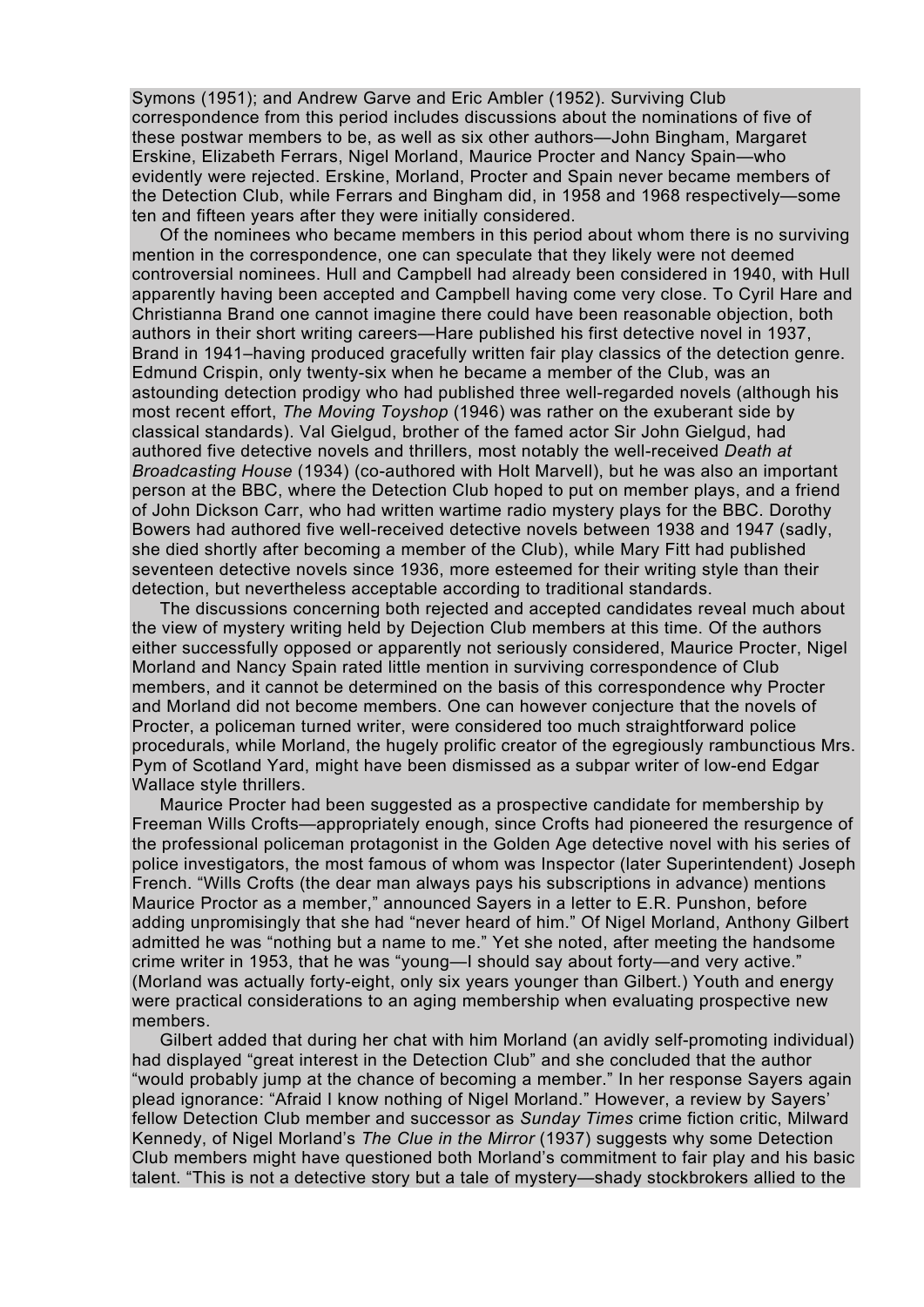Symons (1951); and Andrew Garve and Eric Ambler (1952). Surviving Club correspondence from this period includes discussions about the nominations of five of these postwar members to be, as well as six other authors—John Bingham, Margaret Erskine, Elizabeth Ferrars, Nigel Morland, Maurice Procter and Nancy Spain—who evidently were rejected. Erskine, Morland, Procter and Spain never became members of the Detection Club, while Ferrars and Bingham did, in 1958 and 1968 respectively—some ten and fifteen years after they were initially considered.

Of the nominees who became members in this period about whom there is no surviving mention in the correspondence, one can speculate that they likely were not deemed controversial nominees. Hull and Campbell had already been considered in 1940, with Hull apparently having been accepted and Campbell having come very close. To Cyril Hare and Christianna Brand one cannot imagine there could have been reasonable objection, both authors in their short writing careers—Hare published his first detective novel in 1937, Brand in 1941–having produced gracefully written fair play classics of the detection genre. Edmund Crispin, only twenty-six when he became a member of the Club, was an astounding detection prodigy who had published three well-regarded novels (although his most recent effort, *The Moving Toyshop* (1946) was rather on the exuberant side by classical standards). Val Gielgud, brother of the famed actor Sir John Gielgud, had authored five detective novels and thrillers, most notably the well-received *Death at Broadcasting House* (1934) (co-authored with Holt Marvell), but he was also an important person at the BBC, where the Detection Club hoped to put on member plays, and a friend of John Dickson Carr, who had written wartime radio mystery plays for the BBC. Dorothy Bowers had authored five well-received detective novels between 1938 and 1947 (sadly, she died shortly after becoming a member of the Club), while Mary Fitt had published seventeen detective novels since 1936, more esteemed for their writing style than their detection, but nevertheless acceptable according to traditional standards.

The discussions concerning both rejected and accepted candidates reveal much about the view of mystery writing held by Dejection Club members at this time. Of the authors either successfully opposed or apparently not seriously considered, Maurice Procter, Nigel Morland and Nancy Spain rated little mention in surviving correspondence of Club members, and it cannot be determined on the basis of this correspondence why Procter and Morland did not become members. One can however conjecture that the novels of Procter, a policeman turned writer, were considered too much straightforward police procedurals, while Morland, the hugely prolific creator of the egregiously rambunctious Mrs. Pym of Scotland Yard, might have been dismissed as a subpar writer of low-end Edgar Wallace style thrillers.

Maurice Procter had been suggested as a prospective candidate for membership by Freeman Wills Crofts—appropriately enough, since Crofts had pioneered the resurgence of the professional policeman protagonist in the Golden Age detective novel with his series of police investigators, the most famous of whom was Inspector (later Superintendent) Joseph French. "Wills Crofts (the dear man always pays his subscriptions in advance) mentions Maurice Proctor as a member," announced Sayers in a letter to E.R. Punshon, before adding unpromisingly that she had "never heard of him." Of Nigel Morland, Anthony Gilbert admitted he was "nothing but a name to me." Yet she noted, after meeting the handsome crime writer in 1953, that he was "young—I should say about forty—and very active." (Morland was actually forty-eight, only six years younger than Gilbert.) Youth and energy were practical considerations to an aging membership when evaluating prospective new members.

Gilbert added that during her chat with him Morland (an avidly self-promoting individual) had displayed "great interest in the Detection Club" and she concluded that the author "would probably jump at the chance of becoming a member." In her response Sayers again plead ignorance: "Afraid I know nothing of Nigel Morland." However, a review by Sayers' fellow Detection Club member and successor as *Sunday Times* crime fiction critic, Milward Kennedy, of Nigel Morland's *The Clue in the Mirror* (1937) suggests why some Detection Club members might have questioned both Morland's commitment to fair play and his basic talent. "This is not a detective story but a tale of mystery—shady stockbrokers allied to the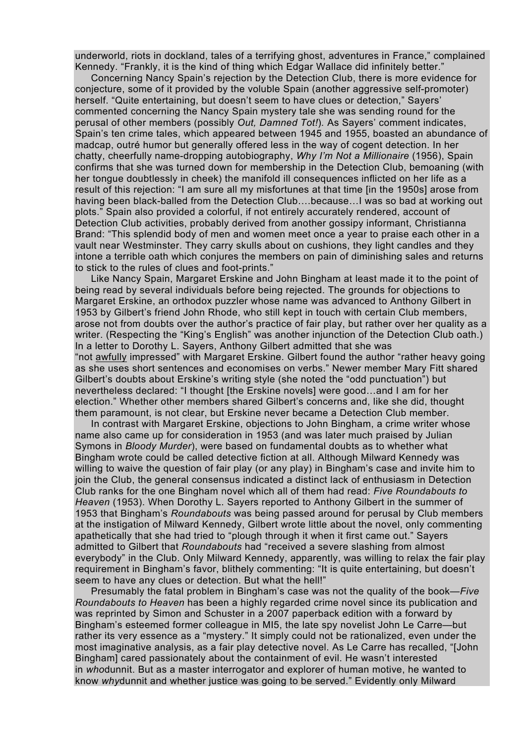underworld, riots in dockland, tales of a terrifying ghost, adventures in France," complained Kennedy. "Frankly, it is the kind of thing which Edgar Wallace did infinitely better."

Concerning Nancy Spain's rejection by the Detection Club, there is more evidence for conjecture, some of it provided by the voluble Spain (another aggressive self-promoter) herself. "Quite entertaining, but doesn't seem to have clues or detection," Sayers' commented concerning the Nancy Spain mystery tale she was sending round for the perusal of other members (possibly *Out, Damned Tot!*). As Sayers' comment indicates, Spain's ten crime tales, which appeared between 1945 and 1955, boasted an abundance of madcap, outré humor but generally offered less in the way of cogent detection. In her chatty, cheerfully name-dropping autobiography, *Why I'm Not a Millionaire* (1956), Spain confirms that she was turned down for membership in the Detection Club, bemoaning (with her tongue doubtlessly in cheek) the manifold ill consequences inflicted on her life as a result of this rejection: "I am sure all my misfortunes at that time [in the 1950s] arose from having been black-balled from the Detection Club….because…I was so bad at working out plots." Spain also provided a colorful, if not entirely accurately rendered, account of Detection Club activities, probably derived from another gossipy informant, Christianna Brand: "This splendid body of men and women meet once a year to praise each other in a vault near Westminster. They carry skulls about on cushions, they light candles and they intone a terrible oath which conjures the members on pain of diminishing sales and returns to stick to the rules of clues and foot-prints."

Like Nancy Spain, Margaret Erskine and John Bingham at least made it to the point of being read by several individuals before being rejected. The grounds for objections to Margaret Erskine, an orthodox puzzler whose name was advanced to Anthony Gilbert in 1953 by Gilbert's friend John Rhode, who still kept in touch with certain Club members, arose not from doubts over the author's practice of fair play, but rather over her quality as a writer. (Respecting the "King's English" was another injunction of the Detection Club oath.) In a letter to Dorothy L. Sayers, Anthony Gilbert admitted that she was "not awfully impressed" with Margaret Erskine. Gilbert found the author "rather heavy going as she uses short sentences and economises on verbs." Newer member Mary Fitt shared Gilbert's doubts about Erskine's writing style (she noted the "odd punctuation") but nevertheless declared: "I thought [the Erskine novels] were good…and I am for her election." Whether other members shared Gilbert's concerns and, like she did, thought them paramount, is not clear, but Erskine never became a Detection Club member.

In contrast with Margaret Erskine, objections to John Bingham, a crime writer whose name also came up for consideration in 1953 (and was later much praised by Julian Symons in *Bloody Murder*), were based on fundamental doubts as to whether what Bingham wrote could be called detective fiction at all. Although Milward Kennedy was willing to waive the question of fair play (or any play) in Bingham's case and invite him to join the Club, the general consensus indicated a distinct lack of enthusiasm in Detection Club ranks for the one Bingham novel which all of them had read: *Five Roundabouts to Heaven* (1953). When Dorothy L. Sayers reported to Anthony Gilbert in the summer of 1953 that Bingham's *Roundabouts* was being passed around for perusal by Club members at the instigation of Milward Kennedy, Gilbert wrote little about the novel, only commenting apathetically that she had tried to "plough through it when it first came out." Sayers admitted to Gilbert that *Roundabouts* had "received a severe slashing from almost everybody" in the Club. Only Milward Kennedy, apparently, was willing to relax the fair play requirement in Bingham's favor, blithely commenting: "It is quite entertaining, but doesn't seem to have any clues or detection. But what the hell!"

Presumably the fatal problem in Bingham's case was not the quality of the book—*Five Roundabouts to Heaven* has been a highly regarded crime novel since its publication and was reprinted by Simon and Schuster in a 2007 paperback edition with a forward by Bingham's esteemed former colleague in MI5, the late spy novelist John Le Carre—but rather its very essence as a "mystery." It simply could not be rationalized, even under the most imaginative analysis, as a fair play detective novel. As Le Carre has recalled, "[John Bingham] cared passionately about the containment of evil. He wasn't interested in *who*dunnit. But as a master interrogator and explorer of human motive, he wanted to know *why*dunnit and whether justice was going to be served." Evidently only Milward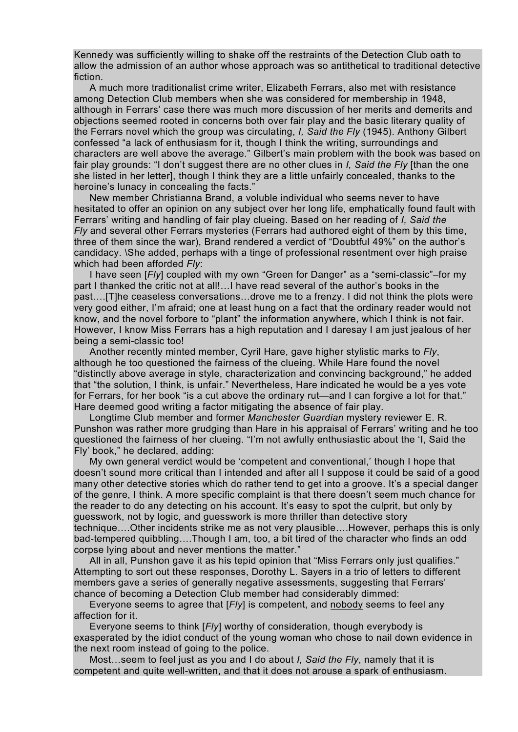Kennedy was sufficiently willing to shake off the restraints of the Detection Club oath to allow the admission of an author whose approach was so antithetical to traditional detective fiction.

A much more traditionalist crime writer, Elizabeth Ferrars, also met with resistance among Detection Club members when she was considered for membership in 1948, although in Ferrars' case there was much more discussion of her merits and demerits and objections seemed rooted in concerns both over fair play and the basic literary quality of the Ferrars novel which the group was circulating, *I, Said the Fly* (1945). Anthony Gilbert confessed "a lack of enthusiasm for it, though I think the writing, surroundings and characters are well above the average." Gilbert's main problem with the book was based on fair play grounds: "I don't suggest there are no other clues in *I, Said the Fly* [than the one she listed in her letter], though I think they are a little unfairly concealed, thanks to the heroine's lunacy in concealing the facts."

New member Christianna Brand, a voluble individual who seems never to have hesitated to offer an opinion on any subject over her long life, emphatically found fault with Ferrars' writing and handling of fair play clueing. Based on her reading of *I, Said the Fly* and several other Ferrars mysteries (Ferrars had authored eight of them by this time, three of them since the war), Brand rendered a verdict of "Doubtful 49%" on the author's candidacy. \She added, perhaps with a tinge of professional resentment over high praise which had been afforded *Fly*:

I have seen [*Fly*] coupled with my own "Green for Danger" as a "semi-classic"–for my part I thanked the critic not at all!…I have read several of the author's books in the past….[T]he ceaseless conversations…drove me to a frenzy. I did not think the plots were very good either, I'm afraid; one at least hung on a fact that the ordinary reader would not know, and the novel forbore to "plant" the information anywhere, which I think is not fair. However, I know Miss Ferrars has a high reputation and I daresay I am just jealous of her being a semi-classic too!

Another recently minted member, Cyril Hare, gave higher stylistic marks to *Fly*, although he too questioned the fairness of the clueing. While Hare found the novel "distinctly above average in style, characterization and convincing background," he added that "the solution, I think, is unfair." Nevertheless, Hare indicated he would be a yes vote for Ferrars, for her book "is a cut above the ordinary rut—and I can forgive a lot for that." Hare deemed good writing a factor mitigating the absence of fair play.

Longtime Club member and former *Manchester Guardian* mystery reviewer E. R. Punshon was rather more grudging than Hare in his appraisal of Ferrars' writing and he too questioned the fairness of her clueing. "I'm not awfully enthusiastic about the 'I, Said the Fly' book," he declared, adding:

My own general verdict would be 'competent and conventional,' though I hope that doesn't sound more critical than I intended and after all I suppose it could be said of a good many other detective stories which do rather tend to get into a groove. It's a special danger of the genre, I think. A more specific complaint is that there doesn't seem much chance for the reader to do any detecting on his account. It's easy to spot the culprit, but only by guesswork, not by logic, and guesswork is more thriller than detective story technique….Other incidents strike me as not very plausible….However, perhaps this is only bad-tempered quibbling….Though I am, too, a bit tired of the character who finds an odd corpse lying about and never mentions the matter."

All in all, Punshon gave it as his tepid opinion that "Miss Ferrars only just qualifies." Attempting to sort out these responses, Dorothy L. Sayers in a trio of letters to different members gave a series of generally negative assessments, suggesting that Ferrars' chance of becoming a Detection Club member had considerably dimmed:

Everyone seems to agree that [*Fly*] is competent, and nobody seems to feel any affection for it.

Everyone seems to think [*Fly*] worthy of consideration, though everybody is exasperated by the idiot conduct of the young woman who chose to nail down evidence in the next room instead of going to the police.

Most…seem to feel just as you and I do about *I, Said the Fly*, namely that it is competent and quite well-written, and that it does not arouse a spark of enthusiasm.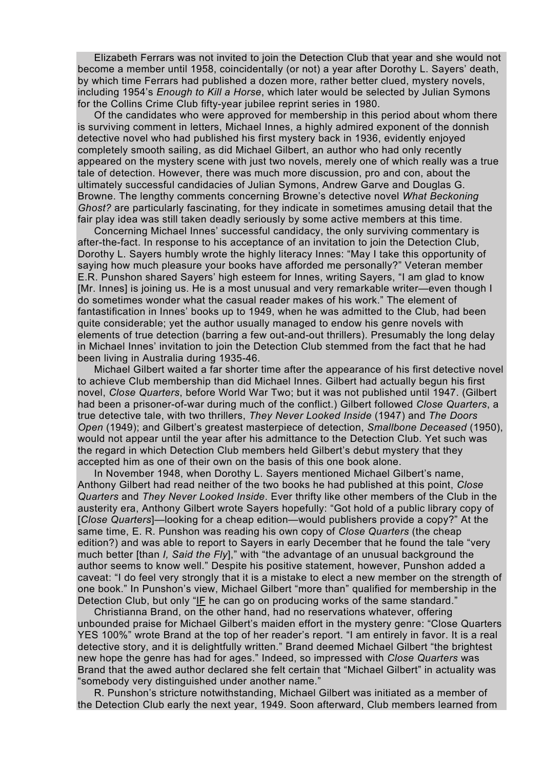Elizabeth Ferrars was not invited to join the Detection Club that year and she would not become a member until 1958, coincidentally (or not) a year after Dorothy L. Sayers' death, by which time Ferrars had published a dozen more, rather better clued, mystery novels, including 1954's *Enough to Kill a Horse*, which later would be selected by Julian Symons for the Collins Crime Club fifty-year jubilee reprint series in 1980.

Of the candidates who were approved for membership in this period about whom there is surviving comment in letters, Michael Innes, a highly admired exponent of the donnish detective novel who had published his first mystery back in 1936, evidently enjoyed completely smooth sailing, as did Michael Gilbert, an author who had only recently appeared on the mystery scene with just two novels, merely one of which really was a true tale of detection. However, there was much more discussion, pro and con, about the ultimately successful candidacies of Julian Symons, Andrew Garve and Douglas G. Browne. The lengthy comments concerning Browne's detective novel *What Beckoning Ghost?* are particularly fascinating, for they indicate in sometimes amusing detail that the fair play idea was still taken deadly seriously by some active members at this time.

Concerning Michael Innes' successful candidacy, the only surviving commentary is after-the-fact. In response to his acceptance of an invitation to join the Detection Club, Dorothy L. Sayers humbly wrote the highly literacy Innes: "May I take this opportunity of saying how much pleasure your books have afforded me personally?" Veteran member E.R. Punshon shared Sayers' high esteem for Innes, writing Sayers, "I am glad to know [Mr. Innes] is joining us. He is a most unusual and very remarkable writer—even though I do sometimes wonder what the casual reader makes of his work." The element of fantastification in Innes' books up to 1949, when he was admitted to the Club, had been quite considerable; yet the author usually managed to endow his genre novels with elements of true detection (barring a few out-and-out thrillers). Presumably the long delay in Michael Innes' invitation to join the Detection Club stemmed from the fact that he had been living in Australia during 1935-46.

Michael Gilbert waited a far shorter time after the appearance of his first detective novel to achieve Club membership than did Michael Innes. Gilbert had actually begun his first novel, *Close Quarters*, before World War Two; but it was not published until 1947. (Gilbert had been a prisoner-of-war during much of the conflict.) Gilbert followed *Close Quarters*, a true detective tale, with two thrillers, *They Never Looked Inside* (1947) and *The Doors Open* (1949); and Gilbert's greatest masterpiece of detection, *Smallbone Deceased* (1950), would not appear until the year after his admittance to the Detection Club. Yet such was the regard in which Detection Club members held Gilbert's debut mystery that they accepted him as one of their own on the basis of this one book alone.

In November 1948, when Dorothy L. Sayers mentioned Michael Gilbert's name, Anthony Gilbert had read neither of the two books he had published at this point, *Close Quarters* and *They Never Looked Inside*. Ever thrifty like other members of the Club in the austerity era, Anthony Gilbert wrote Sayers hopefully: "Got hold of a public library copy of [*Close Quarters*]—looking for a cheap edition—would publishers provide a copy?" At the same time, E. R. Punshon was reading his own copy of *Close Quarters* (the cheap edition?) and was able to report to Sayers in early December that he found the tale "very much better [than *I, Said the Fly*]," with "the advantage of an unusual background the author seems to know well." Despite his positive statement, however, Punshon added a caveat: "I do feel very strongly that it is a mistake to elect a new member on the strength of one book." In Punshon's view, Michael Gilbert "more than" qualified for membership in the Detection Club, but only "<u>IF</u> he can go on producing works of the same standard."

Christianna Brand, on the other hand, had no reservations whatever, offering unbounded praise for Michael Gilbert's maiden effort in the mystery genre: "Close Quarters YES 100%" wrote Brand at the top of her reader's report. "I am entirely in favor. It is a real detective story, and it is delightfully written." Brand deemed Michael Gilbert "the brightest new hope the genre has had for ages." Indeed, so impressed with *Close Quarters* was Brand that the awed author declared she felt certain that "Michael Gilbert" in actuality was "somebody very distinguished under another name."

R. Punshon's stricture notwithstanding, Michael Gilbert was initiated as a member of the Detection Club early the next year, 1949. Soon afterward, Club members learned from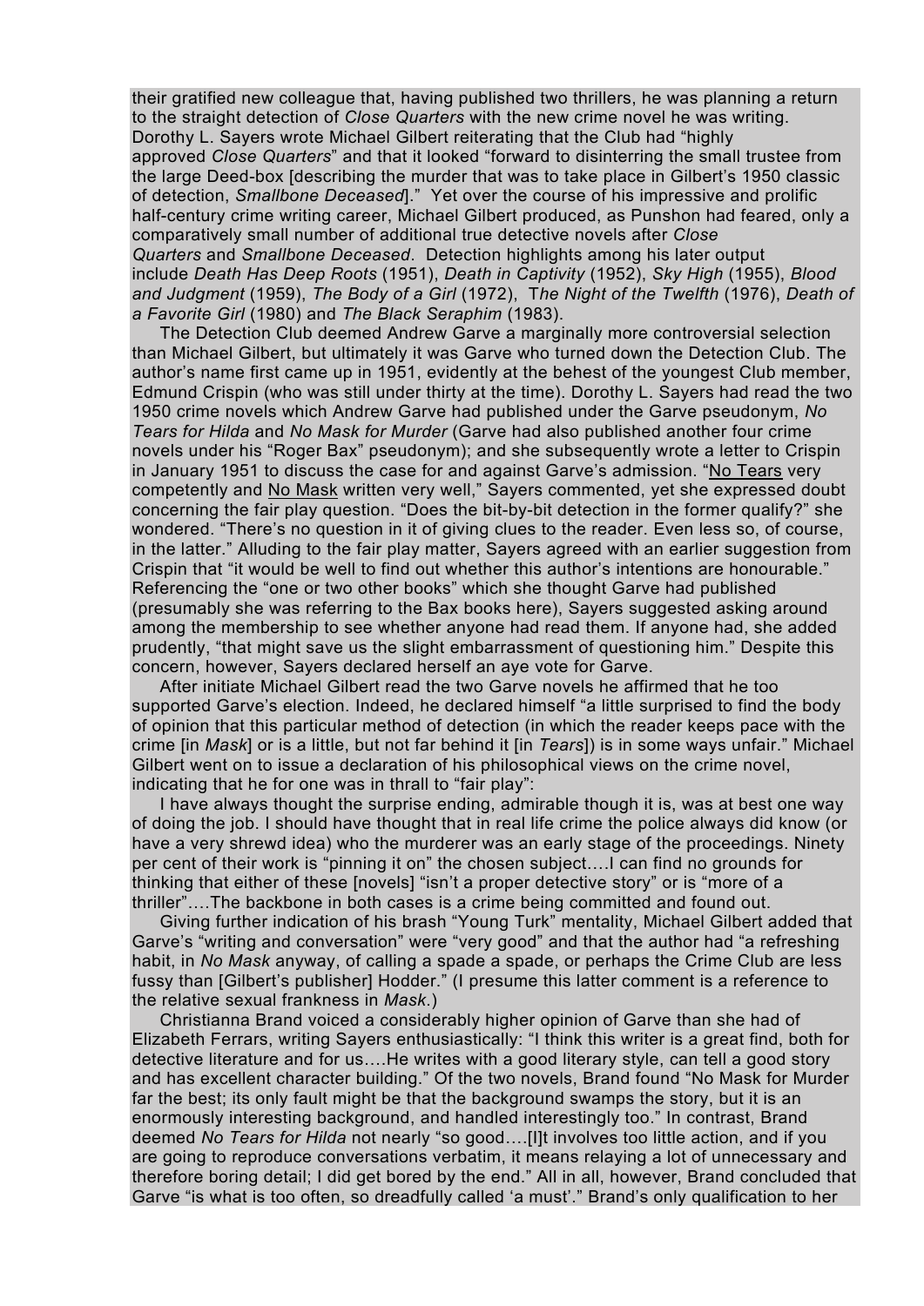their gratified new colleague that, having published two thrillers, he was planning a return to the straight detection of *Close Quarters* with the new crime novel he was writing. Dorothy L. Sayers wrote Michael Gilbert reiterating that the Club had "highly approved *Close Quarters*" and that it looked "forward to disinterring the small trustee from the large Deed-box [describing the murder that was to take place in Gilbert's 1950 classic of detection, *Smallbone Deceased*]." Yet over the course of his impressive and prolific half-century crime writing career, Michael Gilbert produced, as Punshon had feared, only a comparatively small number of additional true detective novels after *Close Quarters* and *Smallbone Deceased*. Detection highlights among his later output include *Death Has Deep Roots* (1951), *Death in Captivity* (1952), *Sky High* (1955), *Blood and Judgment* (1959), *The Body of a Girl* (1972), T*he Night of the Twelfth* (1976), *Death of a Favorite Girl* (1980) and *The Black Seraphim* (1983).

The Detection Club deemed Andrew Garve a marginally more controversial selection than Michael Gilbert, but ultimately it was Garve who turned down the Detection Club. The author's name first came up in 1951, evidently at the behest of the youngest Club member, Edmund Crispin (who was still under thirty at the time). Dorothy L. Sayers had read the two 1950 crime novels which Andrew Garve had published under the Garve pseudonym, *No Tears for Hilda* and *No Mask for Murder* (Garve had also published another four crime novels under his "Roger Bax" pseudonym); and she subsequently wrote a letter to Crispin in January 1951 to discuss the case for and against Garve's admission. "No Tears very competently and No Mask written very well," Sayers commented, yet she expressed doubt concerning the fair play question. "Does the bit-by-bit detection in the former qualify?" she wondered. "There's no question in it of giving clues to the reader. Even less so, of course, in the latter." Alluding to the fair play matter, Sayers agreed with an earlier suggestion from Crispin that "it would be well to find out whether this author's intentions are honourable." Referencing the "one or two other books" which she thought Garve had published (presumably she was referring to the Bax books here), Sayers suggested asking around among the membership to see whether anyone had read them. If anyone had, she added prudently, "that might save us the slight embarrassment of questioning him." Despite this concern, however, Sayers declared herself an aye vote for Garve.

After initiate Michael Gilbert read the two Garve novels he affirmed that he too supported Garve's election. Indeed, he declared himself "a little surprised to find the body of opinion that this particular method of detection (in which the reader keeps pace with the crime [in *Mask*] or is a little, but not far behind it [in *Tears*]) is in some ways unfair." Michael Gilbert went on to issue a declaration of his philosophical views on the crime novel, indicating that he for one was in thrall to "fair play":

I have always thought the surprise ending, admirable though it is, was at best one way of doing the job. I should have thought that in real life crime the police always did know (or have a very shrewd idea) who the murderer was an early stage of the proceedings. Ninety per cent of their work is "pinning it on" the chosen subject….I can find no grounds for thinking that either of these [novels] "isn't a proper detective story" or is "more of a thriller"….The backbone in both cases is a crime being committed and found out.

Giving further indication of his brash "Young Turk" mentality, Michael Gilbert added that Garve's "writing and conversation" were "very good" and that the author had "a refreshing habit, in *No Mask* anyway, of calling a spade a spade, or perhaps the Crime Club are less fussy than [Gilbert's publisher] Hodder." (I presume this latter comment is a reference to the relative sexual frankness in *Mask*.)

Christianna Brand voiced a considerably higher opinion of Garve than she had of Elizabeth Ferrars, writing Sayers enthusiastically: "I think this writer is a great find, both for detective literature and for us….He writes with a good literary style, can tell a good story and has excellent character building." Of the two novels, Brand found "No Mask for Murder far the best; its only fault might be that the background swamps the story, but it is an enormously interesting background, and handled interestingly too." In contrast, Brand deemed *No Tears for Hilda* not nearly "so good….[I]t involves too little action, and if you are going to reproduce conversations verbatim, it means relaying a lot of unnecessary and therefore boring detail; I did get bored by the end." All in all, however, Brand concluded that Garve "is what is too often, so dreadfully called 'a must'." Brand's only qualification to her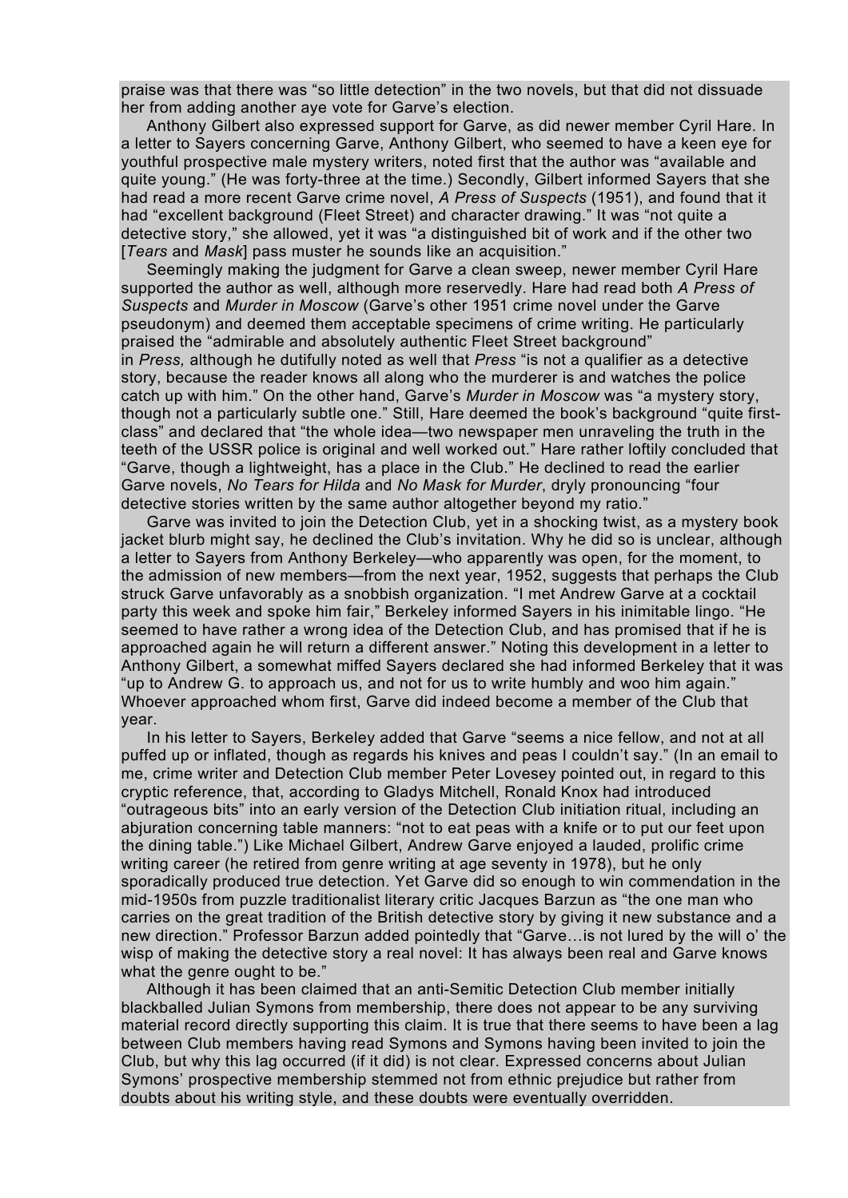praise was that there was “so little detection” in the two novels, but that did not dissuade her from adding another aye vote for Garve’s election.

Anthony Gilbert also expressed support for Garve, as did newer member Cyril Hare. In a letter to Sayers concerning Garve, Anthony Gilbert, who seemed to have a keen eye for youthful prospective male mystery writers, noted first that the author was “available and quite young.” (He was forty-three at the time.) Secondly, Gilbert informed Sayers that she had read a more recent Garve crime novel, *A Press of Suspects* (1951), and found that it had “excellent background (Fleet Street) and character drawing.” It was “not quite a detective story,” she allowed, yet it was “a distinguished bit of work and if the other two [*Tears* and *Mask*] pass muster he sounds like an acquisition.”

Seemingly making the judgment for Garve a clean sweep, newer member Cyril Hare supported the author as well, although more reservedly. Hare had read both *A Press of Suspects* and *Murder in Moscow* (Garve’s other 1951 crime novel under the Garve pseudonym) and deemed them acceptable specimens of crime writing. He particularly praised the “admirable and absolutely authentic Fleet Street background” in *Press,* although he dutifully noted as well that *Press* “is not a qualifier as a detective story, because the reader knows all along who the murderer is and watches the police catch up with him.” On the other hand, Garve’s *Murder in Moscow* was “a mystery story, though not a particularly subtle one.” Still, Hare deemed the book’s background “quite first-class” and declared that “the whole idea—two newspaper men unraveling the truth in the teeth of the USSR police is original and well worked out.” Hare rather loftily concluded that “Garve, though a lightweight, has a place in the Club.” He declined to read the earlier Garve novels, *No Tears for Hilda* and *No Mask for Murder*, dryly pronouncing “four detective stories written by the same author altogether beyond my ratio.”

Garve was invited to join the Detection Club, yet in a shocking twist, as a mystery book jacket blurb might say, he declined the Club’s invitation. Why he did so is unclear, although a letter to Sayers from Anthony Berkeley—who apparently was open, for the moment, to the admission of new members—from the next year, 1952, suggests that perhaps the Club struck Garve unfavorably as a snobbish organization. “I met Andrew Garve at a cocktail party this week and spoke him fair,” Berkeley informed Sayers in his inimitable lingo. “He seemed to have rather a wrong idea of the Detection Club, and has promised that if he is approached again he will return a different answer.” Noting this development in a letter to Anthony Gilbert, a somewhat miffed Sayers declared she had informed Berkeley that it was “up to Andrew G. to approach us, and not for us to write humbly and woo him again.” Whoever approached whom first, Garve did indeed become a member of the Club that year.

In his letter to Sayers, Berkeley added that Garve “seems a nice fellow, and not at all puffed up or inflated, though as regards his knives and peas I couldn’t say.” (In an email to me, crime writer and Detection Club member Peter Lovesey pointed out, in regard to this cryptic reference, that, according to Gladys Mitchell, Ronald Knox had introduced “outrageous bits” into an early version of the Detection Club initiation ritual, including an abjuration concerning table manners: “not to eat peas with a knife or to put our feet upon the dining table.”) Like Michael Gilbert, Andrew Garve enjoyed a lauded, prolific crime writing career (he retired from genre writing at age seventy in 1978), but he only sporadically produced true detection. Yet Garve did so enough to win commendation in the mid-1950s from puzzle traditionalist literary critic Jacques Barzun as “the one man who carries on the great tradition of the British detective story by giving it new substance and a new direction.” Professor Barzun added pointedly that “Garve…is not lured by the will o’ the wisp of making the detective story a real novel: It has always been real and Garve knows what the genre ought to be.”

Although it has been claimed that an anti-Semitic Detection Club member initially blackballed Julian Symons from membership, there does not appear to be any surviving material record directly supporting this claim. It is true that there seems to have been a lag between Club members having read Symons and Symons having been invited to join the Club, but why this lag occurred (if it did) is not clear. Expressed concerns about Julian Symons’ prospective membership stemmed not from ethnic prejudice but rather from doubts about his writing style, and these doubts were eventually overridden.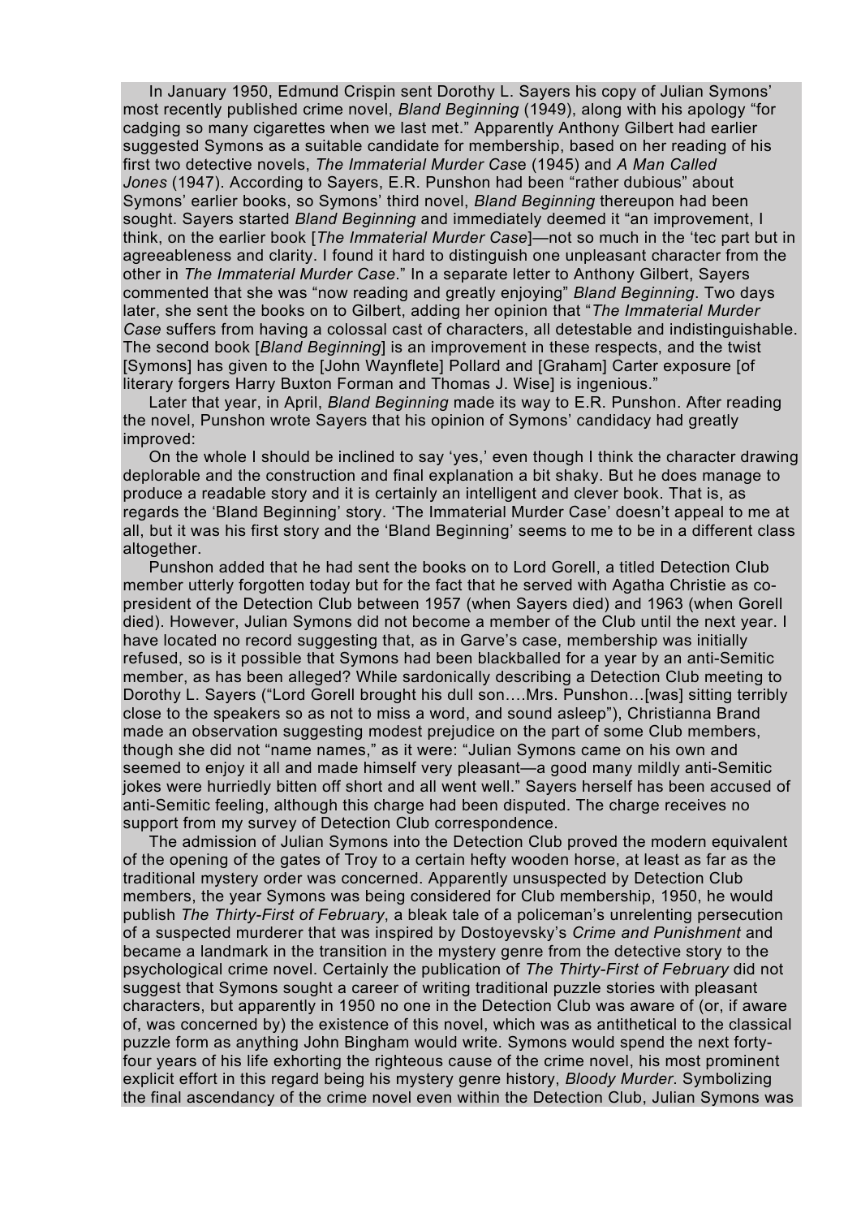In January 1950, Edmund Crispin sent Dorothy L. Sayers his copy of Julian Symons' most recently published crime novel, *Bland Beginning* (1949), along with his apology "for cadging so many cigarettes when we last met." Apparently Anthony Gilbert had earlier suggested Symons as a suitable candidate for membership, based on her reading of his first two detective novels, *The Immaterial Murder Case* (1945) and *A Man Called Jones* (1947). According to Sayers, E.R. Punshon had been "rather dubious" about Symons' earlier books, so Symons' third novel, *Bland Beginning* thereupon had been sought. Sayers started *Bland Beginning* and immediately deemed it "an improvement, I think, on the earlier book [*The Immaterial Murder Case*]—not so much in the 'tec part but in agreeableness and clarity. I found it hard to distinguish one unpleasant character from the other in *The Immaterial Murder Case*." In a separate letter to Anthony Gilbert, Sayers commented that she was "now reading and greatly enjoying" *Bland Beginning*. Two days later, she sent the books on to Gilbert, adding her opinion that "*The Immaterial Murder Case* suffers from having a colossal cast of characters, all detestable and indistinguishable. The second book [*Bland Beginning*] is an improvement in these respects, and the twist [Symons] has given to the [John Waynflete] Pollard and [Graham] Carter exposure [of literary forgers Harry Buxton Forman and Thomas J. Wise] is ingenious."

Later that year, in April, *Bland Beginning* made its way to E.R. Punshon. After reading the novel, Punshon wrote Sayers that his opinion of Symons' candidacy had greatly improved:

On the whole I should be inclined to say 'yes,' even though I think the character drawing deplorable and the construction and final explanation a bit shaky. But he does manage to produce a readable story and it is certainly an intelligent and clever book. That is, as regards the 'Bland Beginning' story. 'The Immaterial Murder Case' doesn't appeal to me at all, but it was his first story and the 'Bland Beginning' seems to me to be in a different class altogether.

Punshon added that he had sent the books on to Lord Gorell, a titled Detection Club member utterly forgotten today but for the fact that he served with Agatha Christie as co-president of the Detection Club between 1957 (when Sayers died) and 1963 (when Gorell died). However, Julian Symons did not become a member of the Club until the next year. I have located no record suggesting that, as in Garve's case, membership was initially refused, so is it possible that Symons had been blackballed for a year by an anti-Semitic member, as has been alleged? While sardonically describing a Detection Club meeting to Dorothy L. Sayers ("Lord Gorell brought his dull son….Mrs. Punshon…[was] sitting terribly close to the speakers so as not to miss a word, and sound asleep"), Christianna Brand made an observation suggesting modest prejudice on the part of some Club members, though she did not "name names," as it were: "Julian Symons came on his own and seemed to enjoy it all and made himself very pleasant—a good many mildly anti-Semitic jokes were hurriedly bitten off short and all went well." Sayers herself has been accused of anti-Semitic feeling, although this charge had been disputed. The charge receives no support from my survey of Detection Club correspondence.

The admission of Julian Symons into the Detection Club proved the modern equivalent of the opening of the gates of Troy to a certain hefty wooden horse, at least as far as the traditional mystery order was concerned. Apparently unsuspected by Detection Club members, the year Symons was being considered for Club membership, 1950, he would publish *The Thirty-First of February*, a bleak tale of a policeman's unrelenting persecution of a suspected murderer that was inspired by Dostoyevsky's *Crime and Punishment* and became a landmark in the transition in the mystery genre from the detective story to the psychological crime novel. Certainly the publication of *The Thirty-First of February* did not suggest that Symons sought a career of writing traditional puzzle stories with pleasant characters, but apparently in 1950 no one in the Detection Club was aware of (or, if aware of, was concerned by) the existence of this novel, which was as antithetical to the classical puzzle form as anything John Bingham would write. Symons would spend the next forty-four years of his life exhorting the righteous cause of the crime novel, his most prominent explicit effort in this regard being his mystery genre history, *Bloody Murder*. Symbolizing the final ascendancy of the crime novel even within the Detection Club, Julian Symons was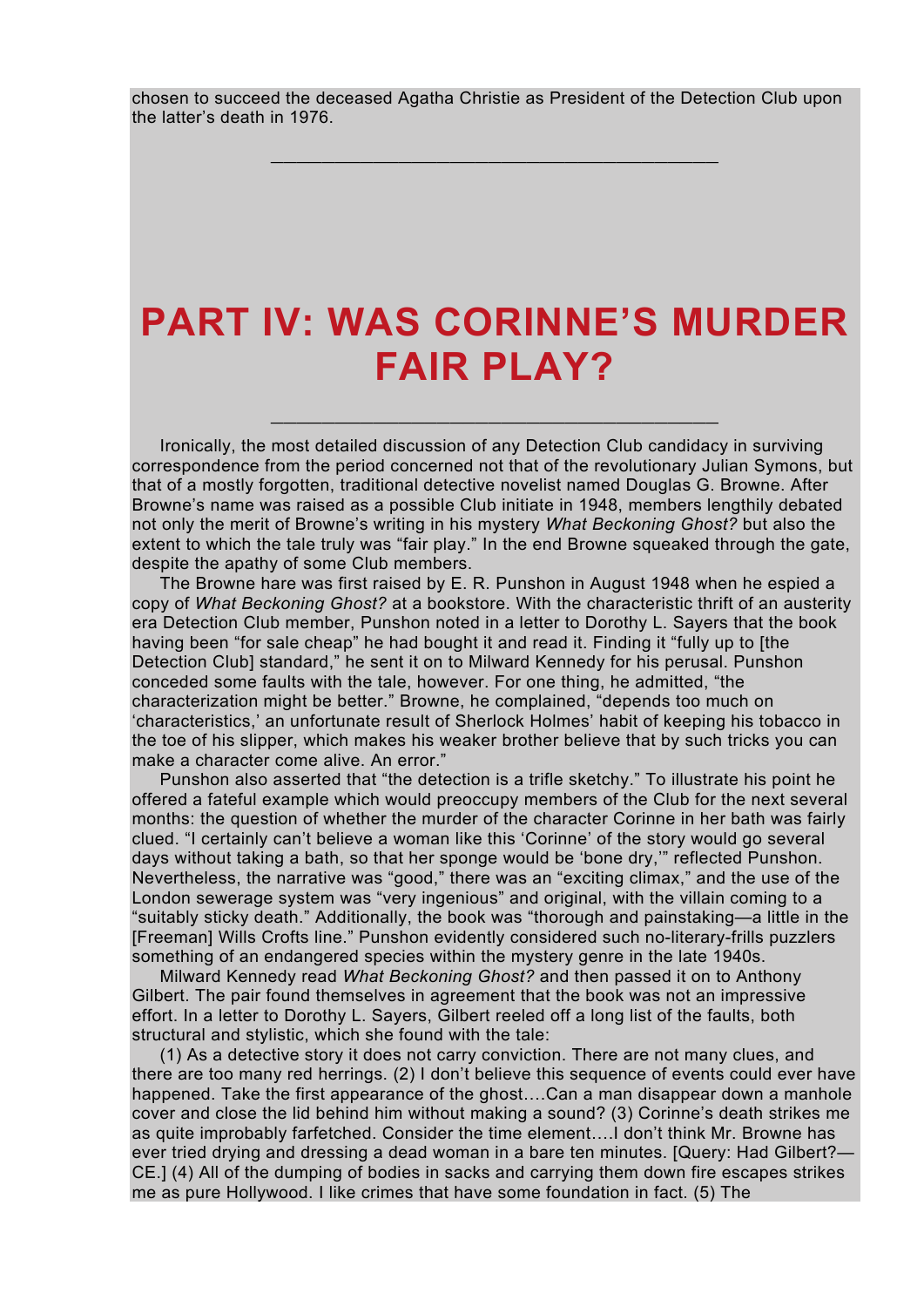chosen to succeed the deceased Agatha Christie as President of the Detection Club upon the latter's death in 1976.

---

# PART IV: WAS CORINNE'S MURDER FAIR PLAY?

---

Ironically, the most detailed discussion of any Detection Club candidacy in surviving correspondence from the period concerned not that of the revolutionary Julian Symons, but that of a mostly forgotten, traditional detective novelist named Douglas G. Browne. After Browne's name was raised as a possible Club initiate in 1948, members lengthily debated not only the merit of Browne's writing in his mystery *What Beckoning Ghost?* but also the extent to which the tale truly was "fair play." In the end Browne squeaked through the gate, despite the apathy of some Club members.

The Browne hare was first raised by E. R. Punshon in August 1948 when he espied a copy of *What Beckoning Ghost?* at a bookstore. With the characteristic thrift of an austerity era Detection Club member, Punshon noted in a letter to Dorothy L. Sayers that the book having been "for sale cheap" he had bought it and read it. Finding it "fully up to [the Detection Club] standard," he sent it on to Milward Kennedy for his perusal. Punshon conceded some faults with the tale, however. For one thing, he admitted, "the characterization might be better." Browne, he complained, "depends too much on 'characteristics,' an unfortunate result of Sherlock Holmes' habit of keeping his tobacco in the toe of his slipper, which makes his weaker brother believe that by such tricks you can make a character come alive. An error."

Punshon also asserted that "the detection is a trifle sketchy." To illustrate his point he offered a fateful example which would preoccupy members of the Club for the next several months: the question of whether the murder of the character Corinne in her bath was fairly clued. "I certainly can't believe a woman like this 'Corinne' of the story would go several days without taking a bath, so that her sponge would be 'bone dry,'" reflected Punshon. Nevertheless, the narrative was "good," there was an "exciting climax," and the use of the London sewerage system was "very ingenious" and original, with the villain coming to a "suitably sticky death." Additionally, the book was "thorough and painstaking—a little in the [Freeman] Wills Crofts line." Punshon evidently considered such no-literary-frills puzzlers something of an endangered species within the mystery genre in the late 1940s.

Milward Kennedy read *What Beckoning Ghost?* and then passed it on to Anthony Gilbert. The pair found themselves in agreement that the book was not an impressive effort. In a letter to Dorothy L. Sayers, Gilbert reeled off a long list of the faults, both structural and stylistic, which she found with the tale:

(1) As a detective story it does not carry conviction. There are not many clues, and there are too many red herrings. (2) I don't believe this sequence of events could ever have happened. Take the first appearance of the ghost….Can a man disappear down a manhole cover and close the lid behind him without making a sound? (3) Corinne's death strikes me as quite improbably farfetched. Consider the time element….I don't think Mr. Browne has ever tried drying and dressing a dead woman in a bare ten minutes. [Query: Had Gilbert?—CE.] (4) All of the dumping of bodies in sacks and carrying them down fire escapes strikes me as pure Hollywood. I like crimes that have some foundation in fact. (5) The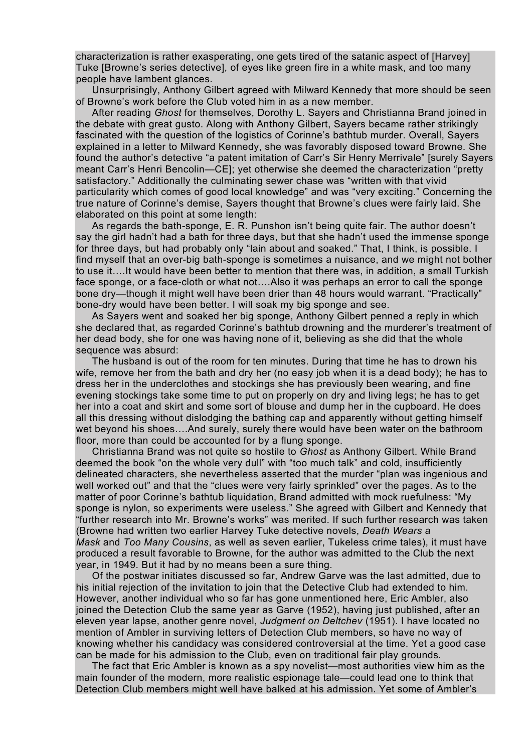characterization is rather exasperating, one gets tired of the satanic aspect of [Harvey] Tuke [Browne's series detective], of eyes like green fire in a white mask, and too many people have lambent glances.

Unsurprisingly, Anthony Gilbert agreed with Milward Kennedy that more should be seen of Browne's work before the Club voted him in as a new member.

After reading *Ghost* for themselves, Dorothy L. Sayers and Christianna Brand joined in the debate with great gusto. Along with Anthony Gilbert, Sayers became rather strikingly fascinated with the question of the logistics of Corinne's bathtub murder. Overall, Sayers explained in a letter to Milward Kennedy, she was favorably disposed toward Browne. She found the author's detective "a patent imitation of Carr's Sir Henry Merrivale" [surely Sayers meant Carr's Henri Bencolin—CE]; yet otherwise she deemed the characterization "pretty satisfactory." Additionally the culminating sewer chase was "written with that vivid particularity which comes of good local knowledge" and was "very exciting." Concerning the true nature of Corinne's demise, Sayers thought that Browne's clues were fairly laid. She elaborated on this point at some length:

As regards the bath-sponge, E. R. Punshon isn't being quite fair. The author doesn't say the girl hadn't had a bath for three days, but that she hadn't used the immense sponge for three days, but had probably only "lain about and soaked." That, I think, is possible. I find myself that an over-big bath-sponge is sometimes a nuisance, and we might not bother to use it….It would have been better to mention that there was, in addition, a small Turkish face sponge, or a face-cloth or what not….Also it was perhaps an error to call the sponge bone dry—though it might well have been drier than 48 hours would warrant. "Practically" bone-dry would have been better. I will soak my big sponge and see.

As Sayers went and soaked her big sponge, Anthony Gilbert penned a reply in which she declared that, as regarded Corinne's bathtub drowning and the murderer's treatment of her dead body, she for one was having none of it, believing as she did that the whole sequence was absurd:

The husband is out of the room for ten minutes. During that time he has to drown his wife, remove her from the bath and dry her (no easy job when it is a dead body); he has to dress her in the underclothes and stockings she has previously been wearing, and fine evening stockings take some time to put on properly on dry and living legs; he has to get her into a coat and skirt and some sort of blouse and dump her in the cupboard. He does all this dressing without dislodging the bathing cap and apparently without getting himself wet beyond his shoes….And surely, surely there would have been water on the bathroom floor, more than could be accounted for by a flung sponge.

Christianna Brand was not quite so hostile to *Ghost* as Anthony Gilbert. While Brand deemed the book "on the whole very dull" with "too much talk" and cold, insufficiently delineated characters, she nevertheless asserted that the murder "plan was ingenious and well worked out" and that the "clues were very fairly sprinkled" over the pages. As to the matter of poor Corinne's bathtub liquidation, Brand admitted with mock ruefulness: "My sponge is nylon, so experiments were useless." She agreed with Gilbert and Kennedy that "further research into Mr. Browne's works" was merited. If such further research was taken (Browne had written two earlier Harvey Tuke detective novels, *Death Wears a Mask* and *Too Many Cousins*, as well as seven earlier, Tukeless crime tales), it must have produced a result favorable to Browne, for the author was admitted to the Club the next year, in 1949. But it had by no means been a sure thing.

Of the postwar initiates discussed so far, Andrew Garve was the last admitted, due to his initial rejection of the invitation to join that the Detective Club had extended to him. However, another individual who so far has gone unmentioned here, Eric Ambler, also joined the Detection Club the same year as Garve (1952), having just published, after an eleven year lapse, another genre novel, *Judgment on Deltchev* (1951). I have located no mention of Ambler in surviving letters of Detection Club members, so have no way of knowing whether his candidacy was considered controversial at the time. Yet a good case can be made for his admission to the Club, even on traditional fair play grounds.

The fact that Eric Ambler is known as a spy novelist—most authorities view him as the main founder of the modern, more realistic espionage tale—could lead one to think that Detection Club members might well have balked at his admission. Yet some of Ambler's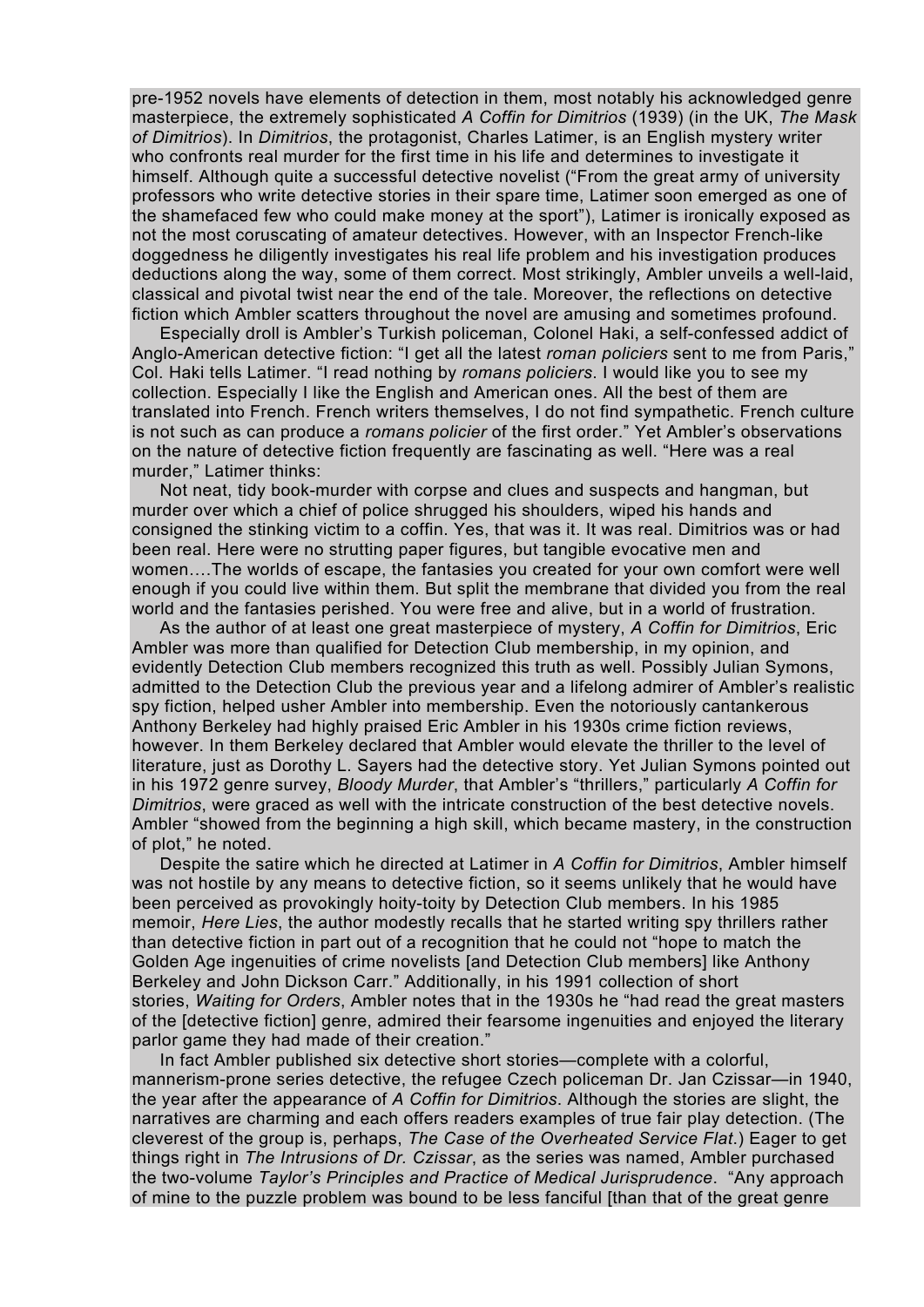pre-1952 novels have elements of detection in them, most notably his acknowledged genre masterpiece, the extremely sophisticated *A Coffin for Dimitrios* (1939) (in the UK, *The Mask of Dimitrios*). In *Dimitrios*, the protagonist, Charles Latimer, is an English mystery writer who confronts real murder for the first time in his life and determines to investigate it himself. Although quite a successful detective novelist ("From the great army of university professors who write detective stories in their spare time, Latimer soon emerged as one of the shamefaced few who could make money at the sport"), Latimer is ironically exposed as not the most coruscating of amateur detectives. However, with an Inspector French-like doggedness he diligently investigates his real life problem and his investigation produces deductions along the way, some of them correct. Most strikingly, Ambler unveils a well-laid, classical and pivotal twist near the end of the tale. Moreover, the reflections on detective fiction which Ambler scatters throughout the novel are amusing and sometimes profound.

Especially droll is Ambler's Turkish policeman, Colonel Haki, a self-confessed addict of Anglo-American detective fiction: "I get all the latest *roman policiers* sent to me from Paris," Col. Haki tells Latimer. "I read nothing by *romans policiers*. I would like you to see my collection. Especially I like the English and American ones. All the best of them are translated into French. French writers themselves, I do not find sympathetic. French culture is not such as can produce a *romans policier* of the first order." Yet Ambler's observations on the nature of detective fiction frequently are fascinating as well. "Here was a real murder," Latimer thinks:

Not neat, tidy book-murder with corpse and clues and suspects and hangman, but murder over which a chief of police shrugged his shoulders, wiped his hands and consigned the stinking victim to a coffin. Yes, that was it. It was real. Dimitrios was or had been real. Here were no strutting paper figures, but tangible evocative men and women….The worlds of escape, the fantasies you created for your own comfort were well enough if you could live within them. But split the membrane that divided you from the real world and the fantasies perished. You were free and alive, but in a world of frustration.

As the author of at least one great masterpiece of mystery, *A Coffin for Dimitrios*, Eric Ambler was more than qualified for Detection Club membership, in my opinion, and evidently Detection Club members recognized this truth as well. Possibly Julian Symons, admitted to the Detection Club the previous year and a lifelong admirer of Ambler's realistic spy fiction, helped usher Ambler into membership. Even the notoriously cantankerous Anthony Berkeley had highly praised Eric Ambler in his 1930s crime fiction reviews, however. In them Berkeley declared that Ambler would elevate the thriller to the level of literature, just as Dorothy L. Sayers had the detective story. Yet Julian Symons pointed out in his 1972 genre survey, *Bloody Murder*, that Ambler's "thrillers," particularly *A Coffin for Dimitrios*, were graced as well with the intricate construction of the best detective novels. Ambler "showed from the beginning a high skill, which became mastery, in the construction of plot," he noted.

Despite the satire which he directed at Latimer in *A Coffin for Dimitrios*, Ambler himself was not hostile by any means to detective fiction, so it seems unlikely that he would have been perceived as provokingly hoity-toity by Detection Club members. In his 1985 memoir, *Here Lies*, the author modestly recalls that he started writing spy thrillers rather than detective fiction in part out of a recognition that he could not "hope to match the Golden Age ingenuities of crime novelists [and Detection Club members] like Anthony Berkeley and John Dickson Carr." Additionally, in his 1991 collection of short stories, *Waiting for Orders*, Ambler notes that in the 1930s he "had read the great masters of the [detective fiction] genre, admired their fearsome ingenuities and enjoyed the literary parlor game they had made of their creation."

In fact Ambler published six detective short stories—complete with a colorful, mannerism-prone series detective, the refugee Czech policeman Dr. Jan Czissar—in 1940, the year after the appearance of *A Coffin for Dimitrios*. Although the stories are slight, the narratives are charming and each offers readers examples of true fair play detection. (The cleverest of the group is, perhaps, *The Case of the Overheated Service Flat*.) Eager to get things right in *The Intrusions of Dr. Czissar*, as the series was named, Ambler purchased the two-volume *Taylor's Principles and Practice of Medical Jurisprudence*. "Any approach of mine to the puzzle problem was bound to be less fanciful [than that of the great genre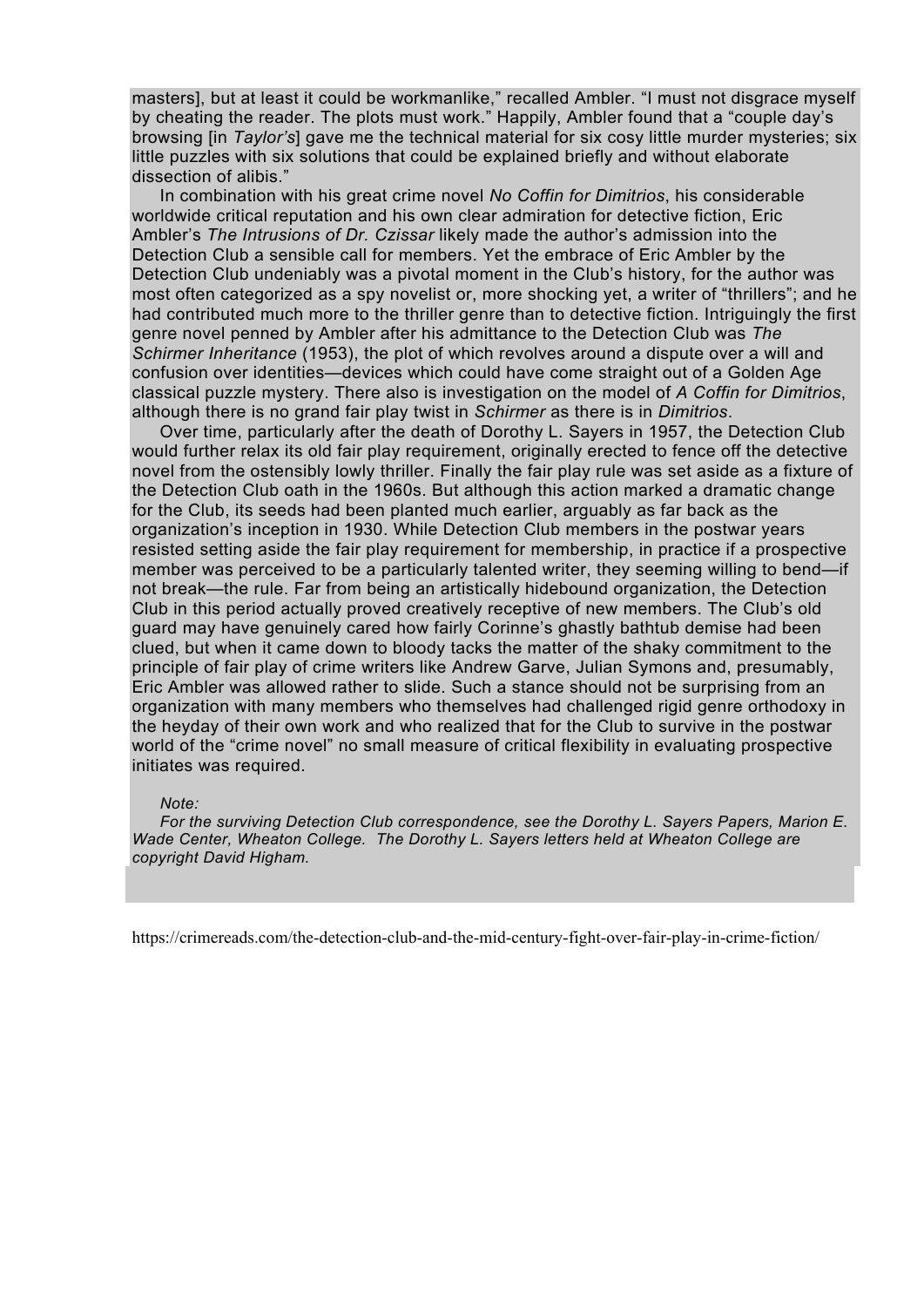masters], but at least it could be workmanlike," recalled Ambler. "I must not disgrace myself by cheating the reader. The plots must work." Happily, Ambler found that a "couple day's browsing [in *Taylor's*] gave me the technical material for six cosy little murder mysteries; six little puzzles with six solutions that could be explained briefly and without elaborate dissection of alibis."

In combination with his great crime novel *No Coffin for Dimitrios*, his considerable worldwide critical reputation and his own clear admiration for detective fiction, Eric Ambler's *The Intrusions of Dr. Czissar* likely made the author's admission into the Detection Club a sensible call for members. Yet the embrace of Eric Ambler by the Detection Club undeniably was a pivotal moment in the Club's history, for the author was most often categorized as a spy novelist or, more shocking yet, a writer of "thrillers"; and he had contributed much more to the thriller genre than to detective fiction. Intriguingly the first genre novel penned by Ambler after his admittance to the Detection Club was *The Schirmer Inheritance* (1953), the plot of which revolves around a dispute over a will and confusion over identities—devices which could have come straight out of a Golden Age classical puzzle mystery. There also is investigation on the model of *A Coffin for Dimitrios*, although there is no grand fair play twist in *Schirmer* as there is in *Dimitrios*.

Over time, particularly after the death of Dorothy L. Sayers in 1957, the Detection Club would further relax its old fair play requirement, originally erected to fence off the detective novel from the ostensibly lowly thriller. Finally the fair play rule was set aside as a fixture of the Detection Club oath in the 1960s. But although this action marked a dramatic change for the Club, its seeds had been planted much earlier, arguably as far back as the organization's inception in 1930. While Detection Club members in the postwar years resisted setting aside the fair play requirement for membership, in practice if a prospective member was perceived to be a particularly talented writer, they seeming willing to bend—if not break—the rule. Far from being an artistically hidebound organization, the Detection Club in this period actually proved creatively receptive of new members. The Club's old guard may have genuinely cared how fairly Corinne's ghastly bathtub demise had been clued, but when it came down to bloody tacks the matter of the shaky commitment to the principle of fair play of crime writers like Andrew Garve, Julian Symons and, presumably, Eric Ambler was allowed rather to slide. Such a stance should not be surprising from an organization with many members who themselves had challenged rigid genre orthodoxy in the heyday of their own work and who realized that for the Club to survive in the postwar world of the "crime novel" no small measure of critical flexibility in evaluating prospective initiates was required.

*Note:*

*For the surviving Detection Club correspondence, see the Dorothy L. Sayers Papers, Marion E. Wade Center, Wheaton College. The Dorothy L. Sayers letters held at Wheaton College are copyright David Higham.*

https://crimereads.com/the-detection-club-and-the-mid-century-fight-over-fair-play-in-crime-fiction/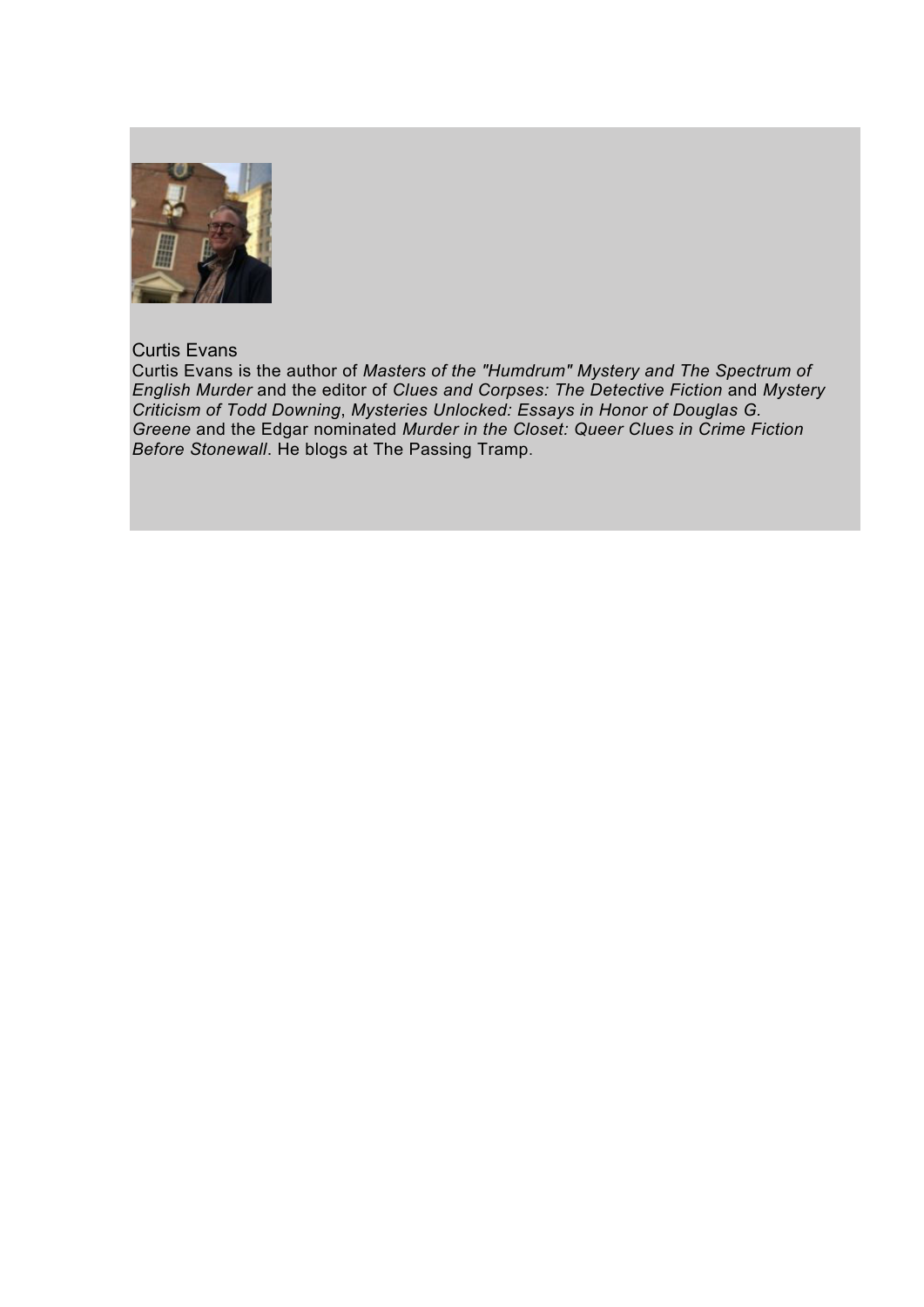Curtis Evans

Curtis Evans is the author of *Masters of the "Humdrum" Mystery and The Spectrum of English Murder* and the editor of *Clues and Corpses: The Detective Fiction* and *Mystery Criticism of Todd Downing*, *Mysteries Unlocked: Essays in Honor of Douglas G. Greene* and the Edgar nominated *Murder in the Closet: Queer Clues in Crime Fiction Before Stonewall*. He blogs at The Passing Tramp.